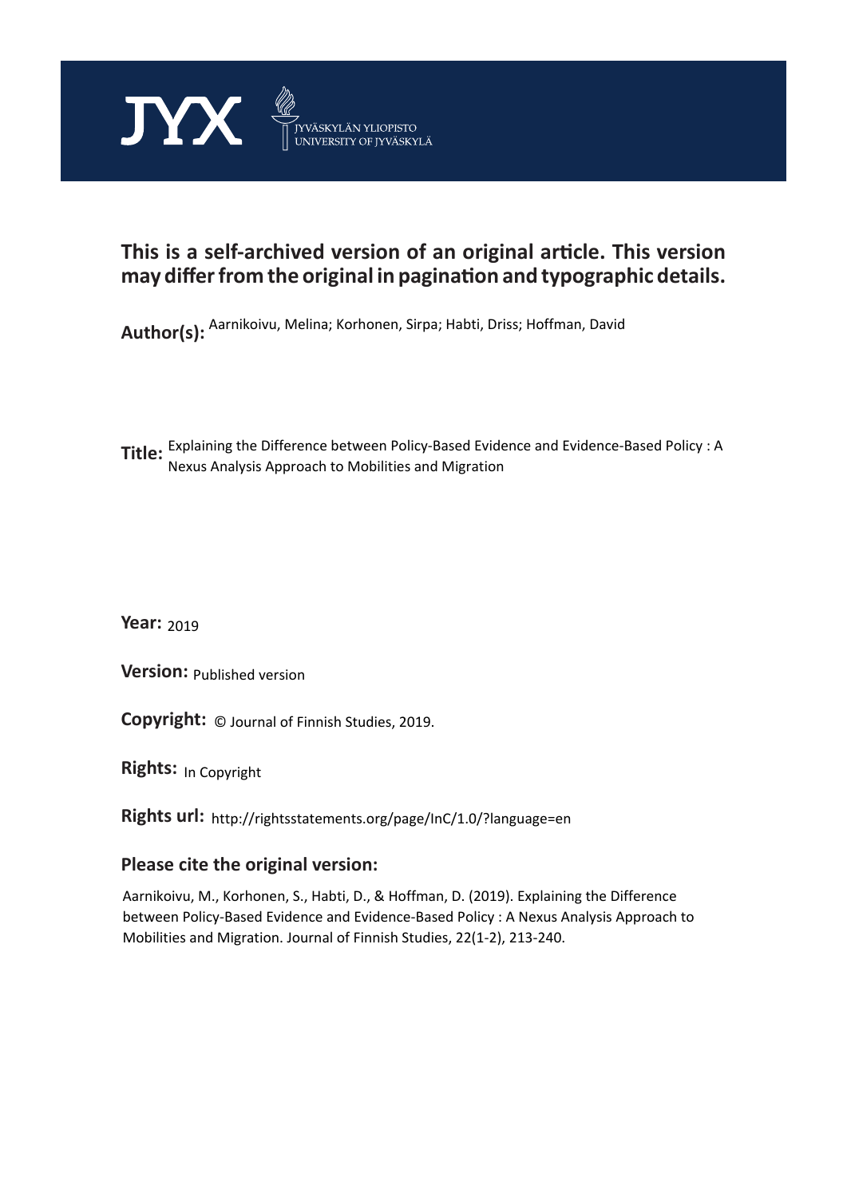JYX JYVÄSKYLÄN YLIOPISTO UNIVERSITY OF JYVÄSKYLÄ

**This is a self-archived version of an original article. This version may differ from the original in pagination and typographic details.**

**Author(s):** Aarnikoivu, Melina; Korhonen, Sirpa; Habti, Driss; Hoffman, David

**Title:** Explaining the Difference between Policy-Based Evidence and Evidence-Based Policy : A Nexus Analysis Approach to Mobilities and Migration

**Year:** 2019

**Version:** Published version

**Copyright:** © Journal of Finnish Studies, 2019.

**Rights:** In Copyright

**Rights url:** http://rightsstatements.org/page/InC/1.0/?language=en

**Please cite the original version:**

Aarnikoivu, M., Korhonen, S., Habti, D., & Hoffman, D. (2019). Explaining the Difference between Policy-Based Evidence and Evidence-Based Policy : A Nexus Analysis Approach to Mobilities and Migration. Journal of Finnish Studies, 22(1-2), 213-240.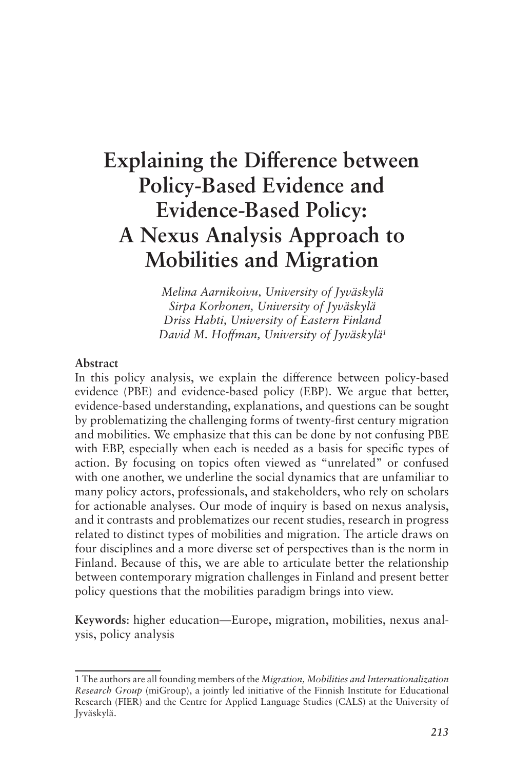# Explaining the Difference between Policy-Based Evidence and Evidence-Based Policy: A Nexus Analysis Approach to Mobilities and Migration

*Melina Aarnikoivu, University of Jyväskylä*
*Sirpa Korhonen, University of Jyväskylä*
*Driss Habti, University of Eastern Finland*
*David M. Hoffman, University of Jyväskylä*[1]

**Abstract**

In this policy analysis, we explain the difference between policy-based evidence (PBE) and evidence-based policy (EBP). We argue that better, evidence-based understanding, explanations, and questions can be sought by problematizing the challenging forms of twenty-first century migration and mobilities. We emphasize that this can be done by not confusing PBE with EBP, especially when each is needed as a basis for specific types of action. By focusing on topics often viewed as "unrelated" or confused with one another, we underline the social dynamics that are unfamiliar to many policy actors, professionals, and stakeholders, who rely on scholars for actionable analyses. Our mode of inquiry is based on nexus analysis, and it contrasts and problematizes our recent studies, research in progress related to distinct types of mobilities and migration. The article draws on four disciplines and a more diverse set of perspectives than is the norm in Finland. Because of this, we are able to articulate better the relationship between contemporary migration challenges in Finland and present better policy questions that the mobilities paradigm brings into view.

**Keywords**: higher education—Europe, migration, mobilities, nexus analysis, policy analysis

---

[1] The authors are all founding members of the *Migration, Mobilities and Internationalization Research Group* (miGroup), a jointly led initiative of the Finnish Institute for Educational Research (FIER) and the Centre for Applied Language Studies (CALS) at the University of Jyväskylä.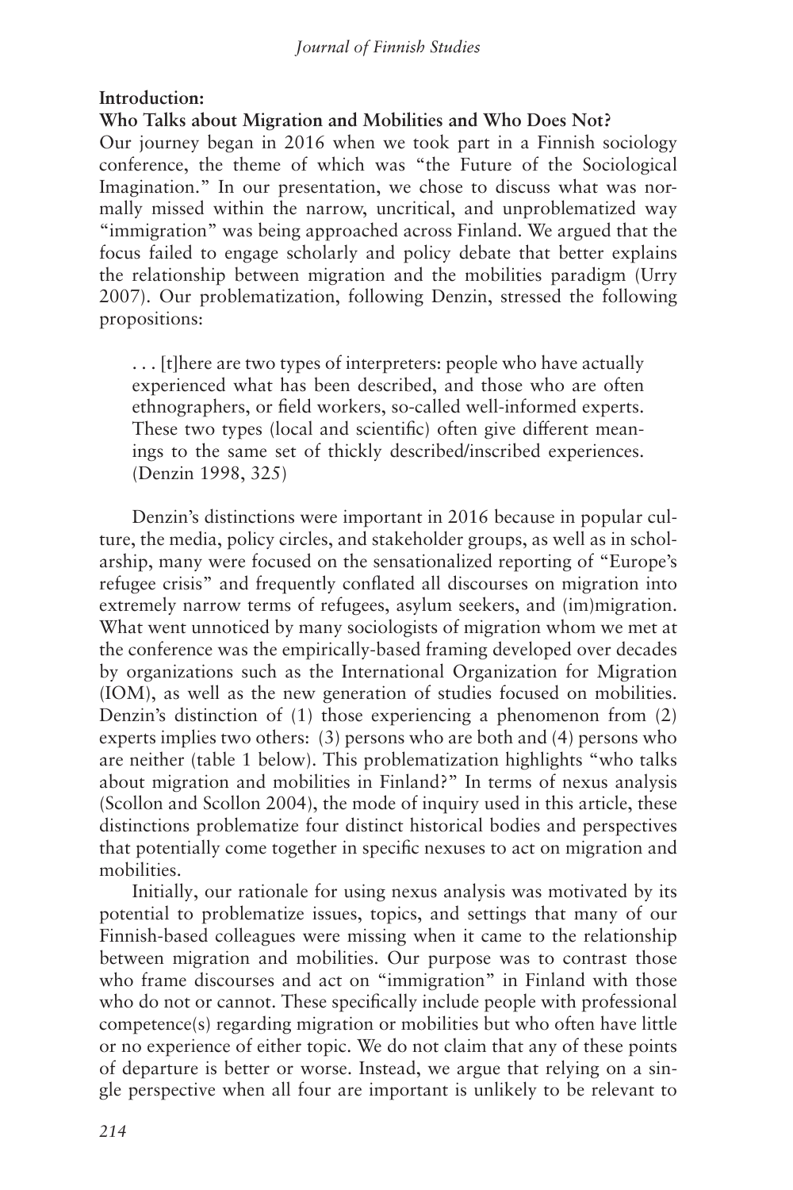**Introduction:**
**Who Talks about Migration and Mobilities and Who Does Not?**

Our journey began in 2016 when we took part in a Finnish sociology conference, the theme of which was "the Future of the Sociological Imagination." In our presentation, we chose to discuss what was normally missed within the narrow, uncritical, and unproblematized way "immigration" was being approached across Finland. We argued that the focus failed to engage scholarly and policy debate that better explains the relationship between migration and the mobilities paradigm (Urry 2007). Our problematization, following Denzin, stressed the following propositions:

> . . . [t]here are two types of interpreters: people who have actually experienced what has been described, and those who are often ethnographers, or field workers, so-called well-informed experts. These two types (local and scientific) often give different meanings to the same set of thickly described/inscribed experiences. (Denzin 1998, 325)

Denzin's distinctions were important in 2016 because in popular culture, the media, policy circles, and stakeholder groups, as well as in scholarship, many were focused on the sensationalized reporting of "Europe's refugee crisis" and frequently conflated all discourses on migration into extremely narrow terms of refugees, asylum seekers, and (im)migration. What went unnoticed by many sociologists of migration whom we met at the conference was the empirically-based framing developed over decades by organizations such as the International Organization for Migration (IOM), as well as the new generation of studies focused on mobilities. Denzin's distinction of (1) those experiencing a phenomenon from (2) experts implies two others: (3) persons who are both and (4) persons who are neither (table 1 below). This problematization highlights "who talks about migration and mobilities in Finland?" In terms of nexus analysis (Scollon and Scollon 2004), the mode of inquiry used in this article, these distinctions problematize four distinct historical bodies and perspectives that potentially come together in specific nexuses to act on migration and mobilities.

Initially, our rationale for using nexus analysis was motivated by its potential to problematize issues, topics, and settings that many of our Finnish-based colleagues were missing when it came to the relationship between migration and mobilities. Our purpose was to contrast those who frame discourses and act on "immigration" in Finland with those who do not or cannot. These specifically include people with professional competence(s) regarding migration or mobilities but who often have little or no experience of either topic. We do not claim that any of these points of departure is better or worse. Instead, we argue that relying on a single perspective when all four are important is unlikely to be relevant to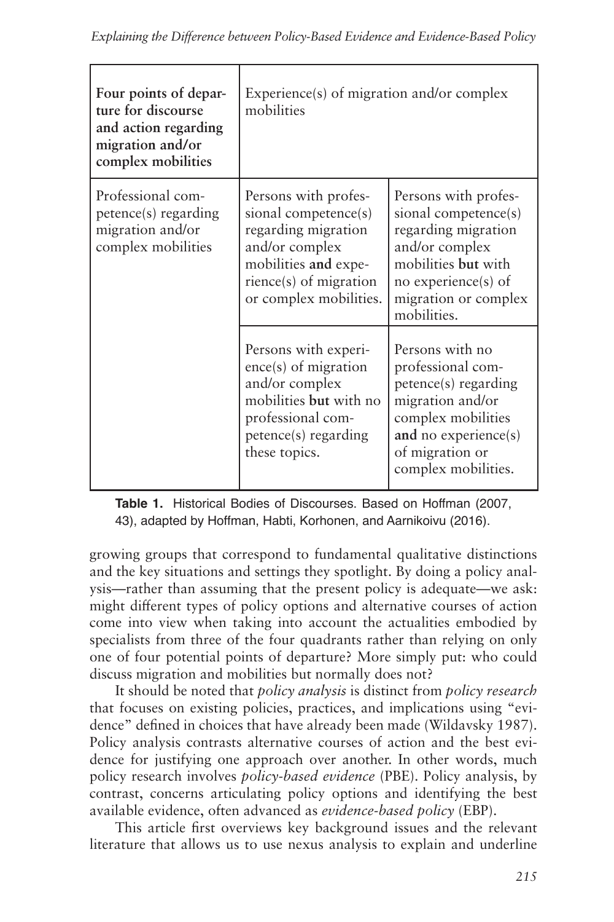| Four points of departure for discourse and action regarding migration and/or complex mobilities | Experience(s) of migration and/or complex mobilities | |
|---|---|---|
| Professional competence(s) regarding migration and/or complex mobilities | Persons with professional competence(s) regarding migration and/or complex mobilities **and** experience(s) of migration or complex mobilities. | Persons with professional competence(s) regarding migration and/or complex mobilities **but** with no experience(s) of migration or complex mobilities. |
| | Persons with experience(s) of migration and/or complex mobilities **but** with no professional competence(s) regarding these topics. | Persons with no professional competence(s) regarding migration and/or complex mobilities **and** no experience(s) of migration or complex mobilities. |

**Table 1.** Historical Bodies of Discourses. Based on Hoffman (2007, 43), adapted by Hoffman, Habti, Korhonen, and Aarnikoivu (2016).

growing groups that correspond to fundamental qualitative distinctions and the key situations and settings they spotlight. By doing a policy analysis—rather than assuming that the present policy is adequate—we ask: might different types of policy options and alternative courses of action come into view when taking into account the actualities embodied by specialists from three of the four quadrants rather than relying on only one of four potential points of departure? More simply put: who could discuss migration and mobilities but normally does not?

It should be noted that *policy analysis* is distinct from *policy research* that focuses on existing policies, practices, and implications using "evidence" defined in choices that have already been made (Wildavsky 1987). Policy analysis contrasts alternative courses of action and the best evidence for justifying one approach over another. In other words, much policy research involves *policy-based evidence* (PBE). Policy analysis, by contrast, concerns articulating policy options and identifying the best available evidence, often advanced as *evidence-based policy* (EBP).

This article first overviews key background issues and the relevant literature that allows us to use nexus analysis to explain and underline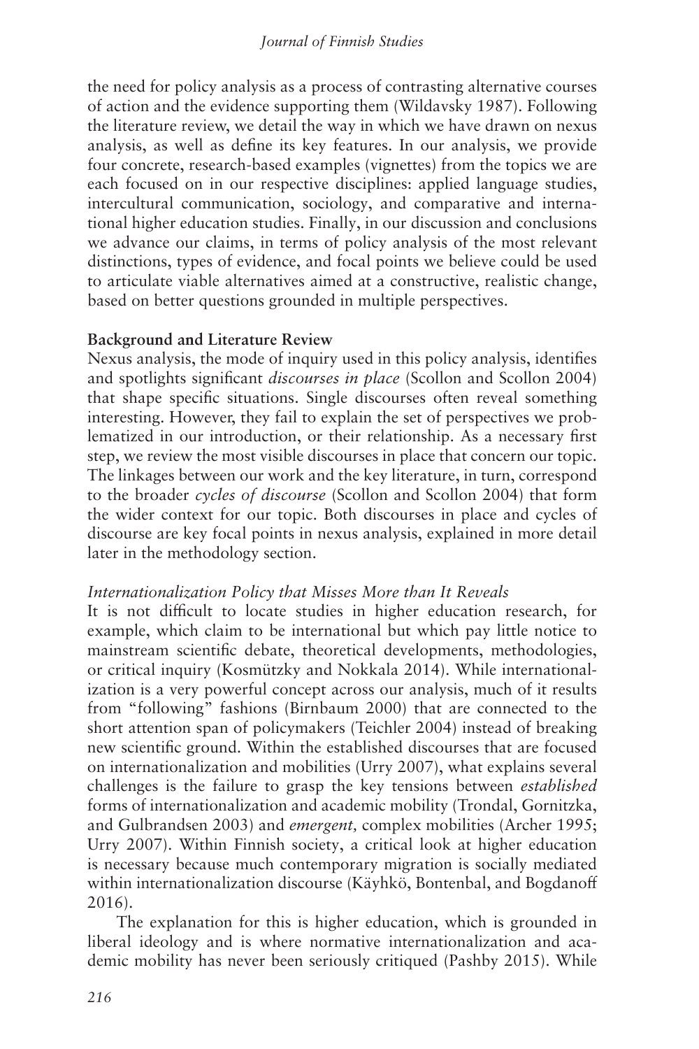the need for policy analysis as a process of contrasting alternative courses of action and the evidence supporting them (Wildavsky 1987). Following the literature review, we detail the way in which we have drawn on nexus analysis, as well as define its key features. In our analysis, we provide four concrete, research-based examples (vignettes) from the topics we are each focused on in our respective disciplines: applied language studies, intercultural communication, sociology, and comparative and international higher education studies. Finally, in our discussion and conclusions we advance our claims, in terms of policy analysis of the most relevant distinctions, types of evidence, and focal points we believe could be used to articulate viable alternatives aimed at a constructive, realistic change, based on better questions grounded in multiple perspectives.

## Background and Literature Review

Nexus analysis, the mode of inquiry used in this policy analysis, identifies and spotlights significant *discourses in place* (Scollon and Scollon 2004) that shape specific situations. Single discourses often reveal something interesting. However, they fail to explain the set of perspectives we problematized in our introduction, or their relationship. As a necessary first step, we review the most visible discourses in place that concern our topic. The linkages between our work and the key literature, in turn, correspond to the broader *cycles of discourse* (Scollon and Scollon 2004) that form the wider context for our topic. Both discourses in place and cycles of discourse are key focal points in nexus analysis, explained in more detail later in the methodology section.

### *Internationalization Policy that Misses More than It Reveals*

It is not difficult to locate studies in higher education research, for example, which claim to be international but which pay little notice to mainstream scientific debate, theoretical developments, methodologies, or critical inquiry (Kosmützky and Nokkala 2014). While internationalization is a very powerful concept across our analysis, much of it results from "following" fashions (Birnbaum 2000) that are connected to the short attention span of policymakers (Teichler 2004) instead of breaking new scientific ground. Within the established discourses that are focused on internationalization and mobilities (Urry 2007), what explains several challenges is the failure to grasp the key tensions between *established* forms of internationalization and academic mobility (Trondal, Gornitzka, and Gulbrandsen 2003) and *emergent,* complex mobilities (Archer 1995; Urry 2007). Within Finnish society, a critical look at higher education is necessary because much contemporary migration is socially mediated within internationalization discourse (Käyhkö, Bontenbal, and Bogdanoff 2016).

The explanation for this is higher education, which is grounded in liberal ideology and is where normative internationalization and academic mobility has never been seriously critiqued (Pashby 2015). While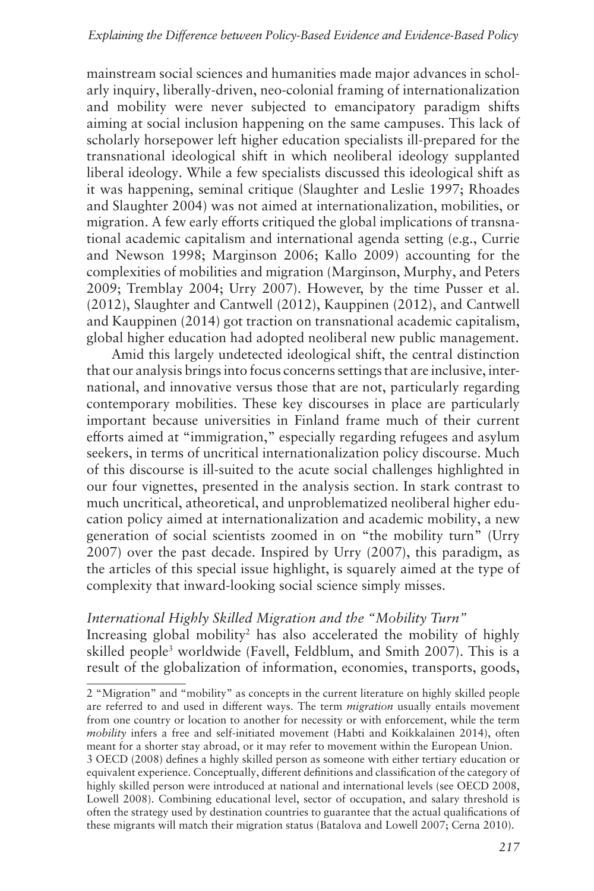mainstream social sciences and humanities made major advances in scholarly inquiry, liberally-driven, neo-colonial framing of internationalization and mobility were never subjected to emancipatory paradigm shifts aiming at social inclusion happening on the same campuses. This lack of scholarly horsepower left higher education specialists ill-prepared for the transnational ideological shift in which neoliberal ideology supplanted liberal ideology. While a few specialists discussed this ideological shift as it was happening, seminal critique (Slaughter and Leslie 1997; Rhoades and Slaughter 2004) was not aimed at internationalization, mobilities, or migration. A few early efforts critiqued the global implications of transnational academic capitalism and international agenda setting (e.g., Currie and Newson 1998; Marginson 2006; Kallo 2009) accounting for the complexities of mobilities and migration (Marginson, Murphy, and Peters 2009; Tremblay 2004; Urry 2007). However, by the time Pusser et al. (2012), Slaughter and Cantwell (2012), Kauppinen (2012), and Cantwell and Kauppinen (2014) got traction on transnational academic capitalism, global higher education had adopted neoliberal new public management.

Amid this largely undetected ideological shift, the central distinction that our analysis brings into focus concerns settings that are inclusive, international, and innovative versus those that are not, particularly regarding contemporary mobilities. These key discourses in place are particularly important because universities in Finland frame much of their current efforts aimed at "immigration," especially regarding refugees and asylum seekers, in terms of uncritical internationalization policy discourse. Much of this discourse is ill-suited to the acute social challenges highlighted in our four vignettes, presented in the analysis section. In stark contrast to much uncritical, atheoretical, and unproblematized neoliberal higher education policy aimed at internationalization and academic mobility, a new generation of social scientists zoomed in on "the mobility turn" (Urry 2007) over the past decade. Inspired by Urry (2007), this paradigm, as the articles of this special issue highlight, is squarely aimed at the type of complexity that inward-looking social science simply misses.

### *International Highly Skilled Migration and the "Mobility Turn"*

Increasing global mobility[2] has also accelerated the mobility of highly skilled people[3] worldwide (Favell, Feldblum, and Smith 2007). This is a result of the globalization of information, economies, transports, goods,

---

2 "Migration" and "mobility" as concepts in the current literature on highly skilled people are referred to and used in different ways. The term *migration* usually entails movement from one country or location to another for necessity or with enforcement, while the term *mobility* infers a free and self-initiated movement (Habti and Koikkalainen 2014), often meant for a shorter stay abroad, or it may refer to movement within the European Union.

3 OECD (2008) defines a highly skilled person as someone with either tertiary education or equivalent experience. Conceptually, different definitions and classification of the category of highly skilled person were introduced at national and international levels (see OECD 2008, Lowell 2008). Combining educational level, sector of occupation, and salary threshold is often the strategy used by destination countries to guarantee that the actual qualifications of these migrants will match their migration status (Batalova and Lowell 2007; Cerna 2010).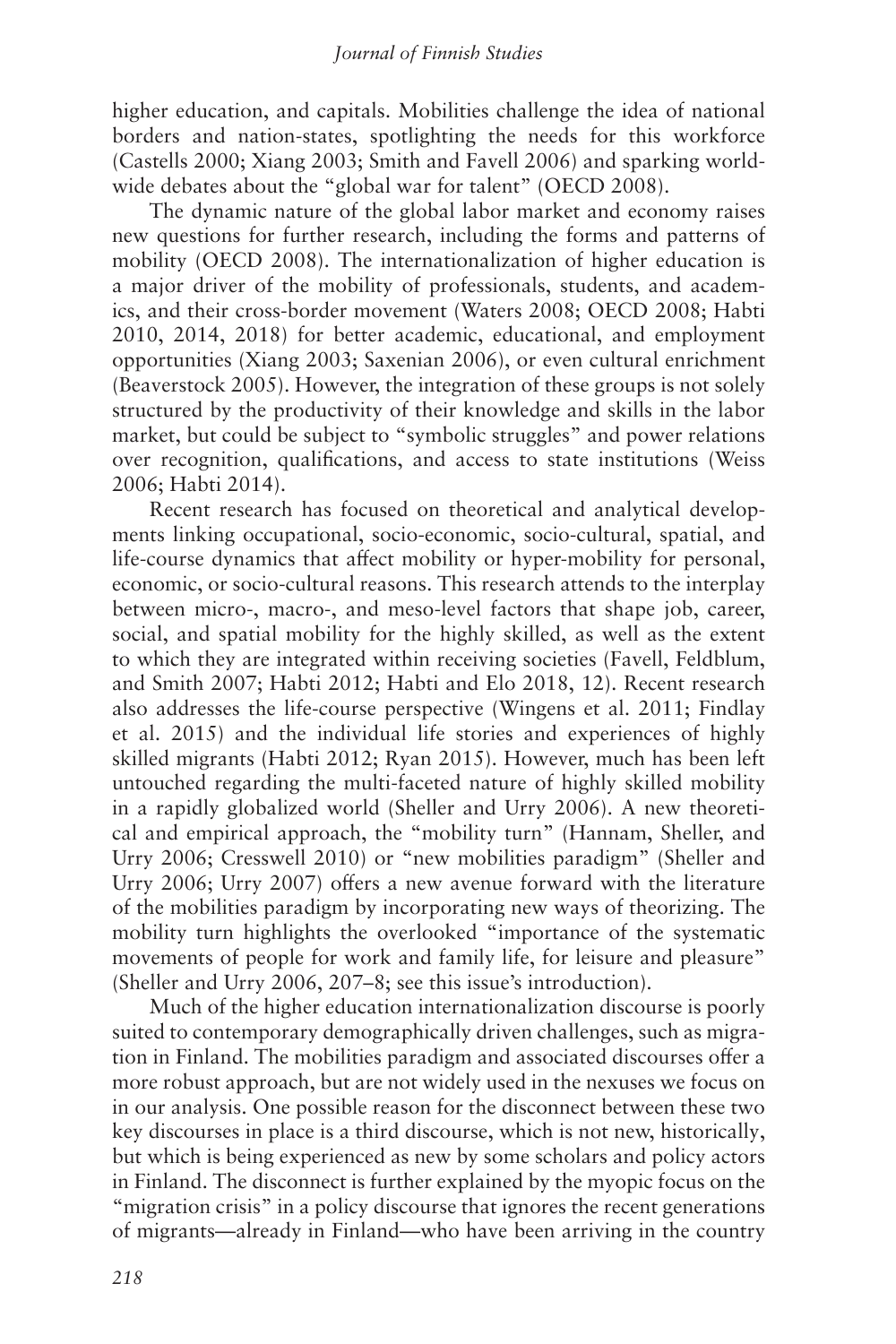higher education, and capitals. Mobilities challenge the idea of national borders and nation-states, spotlighting the needs for this workforce (Castells 2000; Xiang 2003; Smith and Favell 2006) and sparking worldwide debates about the "global war for talent" (OECD 2008).

The dynamic nature of the global labor market and economy raises new questions for further research, including the forms and patterns of mobility (OECD 2008). The internationalization of higher education is a major driver of the mobility of professionals, students, and academics, and their cross-border movement (Waters 2008; OECD 2008; Habti 2010, 2014, 2018) for better academic, educational, and employment opportunities (Xiang 2003; Saxenian 2006), or even cultural enrichment (Beaverstock 2005). However, the integration of these groups is not solely structured by the productivity of their knowledge and skills in the labor market, but could be subject to "symbolic struggles" and power relations over recognition, qualifications, and access to state institutions (Weiss 2006; Habti 2014).

Recent research has focused on theoretical and analytical developments linking occupational, socio-economic, socio-cultural, spatial, and life-course dynamics that affect mobility or hyper-mobility for personal, economic, or socio-cultural reasons. This research attends to the interplay between micro-, macro-, and meso-level factors that shape job, career, social, and spatial mobility for the highly skilled, as well as the extent to which they are integrated within receiving societies (Favell, Feldblum, and Smith 2007; Habti 2012; Habti and Elo 2018, 12). Recent research also addresses the life-course perspective (Wingens et al. 2011; Findlay et al. 2015) and the individual life stories and experiences of highly skilled migrants (Habti 2012; Ryan 2015). However, much has been left untouched regarding the multi-faceted nature of highly skilled mobility in a rapidly globalized world (Sheller and Urry 2006). A new theoretical and empirical approach, the "mobility turn" (Hannam, Sheller, and Urry 2006; Cresswell 2010) or "new mobilities paradigm" (Sheller and Urry 2006; Urry 2007) offers a new avenue forward with the literature of the mobilities paradigm by incorporating new ways of theorizing. The mobility turn highlights the overlooked "importance of the systematic movements of people for work and family life, for leisure and pleasure" (Sheller and Urry 2006, 207–8; see this issue's introduction).

Much of the higher education internationalization discourse is poorly suited to contemporary demographically driven challenges, such as migration in Finland. The mobilities paradigm and associated discourses offer a more robust approach, but are not widely used in the nexuses we focus on in our analysis. One possible reason for the disconnect between these two key discourses in place is a third discourse, which is not new, historically, but which is being experienced as new by some scholars and policy actors in Finland. The disconnect is further explained by the myopic focus on the "migration crisis" in a policy discourse that ignores the recent generations of migrants—already in Finland—who have been arriving in the country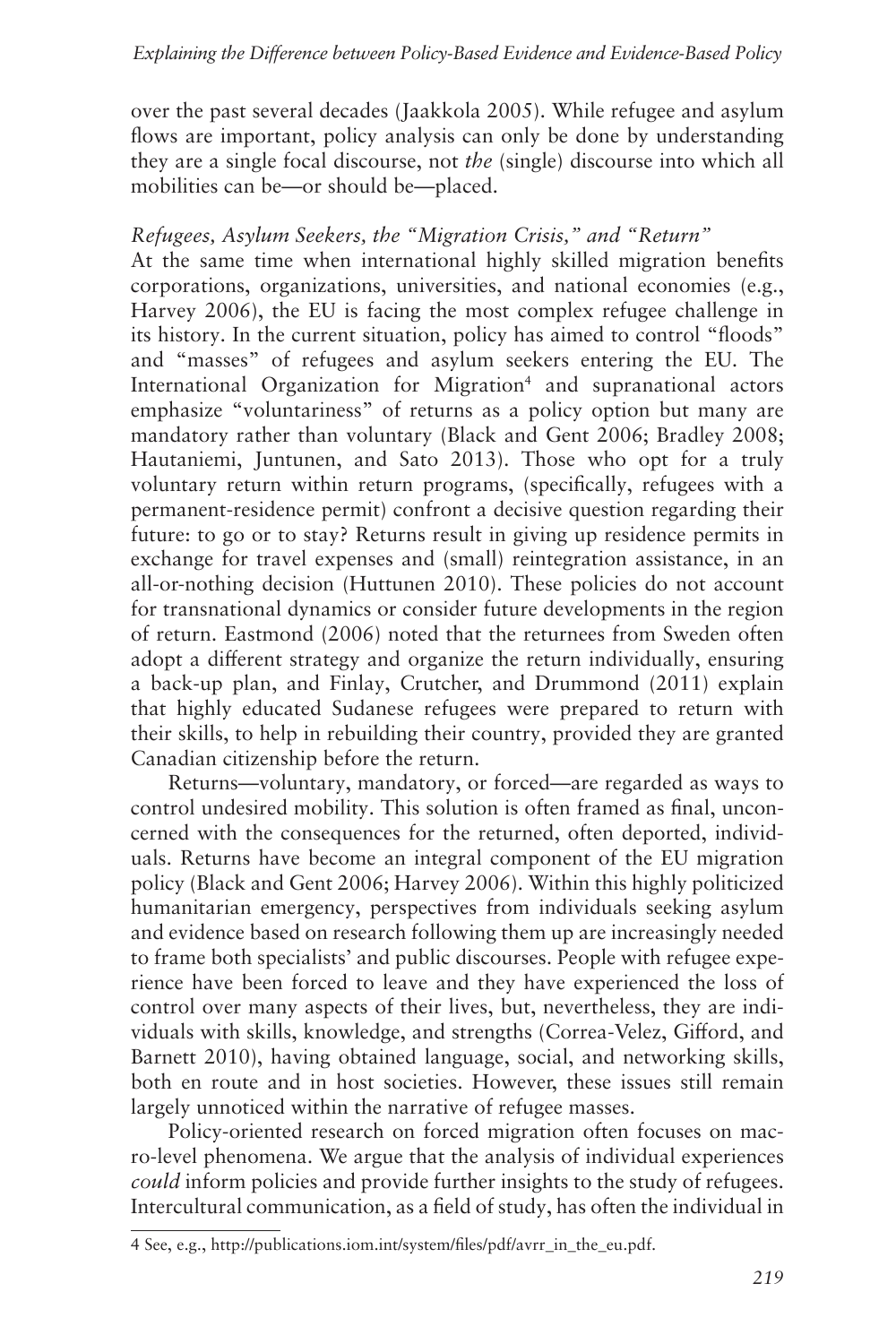over the past several decades (Jaakkola 2005). While refugee and asylum flows are important, policy analysis can only be done by understanding they are a single focal discourse, not *the* (single) discourse into which all mobilities can be—or should be—placed.

### *Refugees, Asylum Seekers, the "Migration Crisis," and "Return"*

At the same time when international highly skilled migration benefits corporations, organizations, universities, and national economies (e.g., Harvey 2006), the EU is facing the most complex refugee challenge in its history. In the current situation, policy has aimed to control "floods" and "masses" of refugees and asylum seekers entering the EU. The International Organization for Migration[4] and supranational actors emphasize "voluntariness" of returns as a policy option but many are mandatory rather than voluntary (Black and Gent 2006; Bradley 2008; Hautaniemi, Juntunen, and Sato 2013). Those who opt for a truly voluntary return within return programs, (specifically, refugees with a permanent-residence permit) confront a decisive question regarding their future: to go or to stay? Returns result in giving up residence permits in exchange for travel expenses and (small) reintegration assistance, in an all-or-nothing decision (Huttunen 2010). These policies do not account for transnational dynamics or consider future developments in the region of return. Eastmond (2006) noted that the returnees from Sweden often adopt a different strategy and organize the return individually, ensuring a back-up plan, and Finlay, Crutcher, and Drummond (2011) explain that highly educated Sudanese refugees were prepared to return with their skills, to help in rebuilding their country, provided they are granted Canadian citizenship before the return.

Returns—voluntary, mandatory, or forced—are regarded as ways to control undesired mobility. This solution is often framed as final, unconcerned with the consequences for the returned, often deported, individuals. Returns have become an integral component of the EU migration policy (Black and Gent 2006; Harvey 2006). Within this highly politicized humanitarian emergency, perspectives from individuals seeking asylum and evidence based on research following them up are increasingly needed to frame both specialists' and public discourses. People with refugee experience have been forced to leave and they have experienced the loss of control over many aspects of their lives, but, nevertheless, they are individuals with skills, knowledge, and strengths (Correa-Velez, Gifford, and Barnett 2010), having obtained language, social, and networking skills, both en route and in host societies. However, these issues still remain largely unnoticed within the narrative of refugee masses.

Policy-oriented research on forced migration often focuses on macro-level phenomena. We argue that the analysis of individual experiences *could* inform policies and provide further insights to the study of refugees. Intercultural communication, as a field of study, has often the individual in

---

4 See, e.g., http://publications.iom.int/system/files/pdf/avrr_in_the_eu.pdf.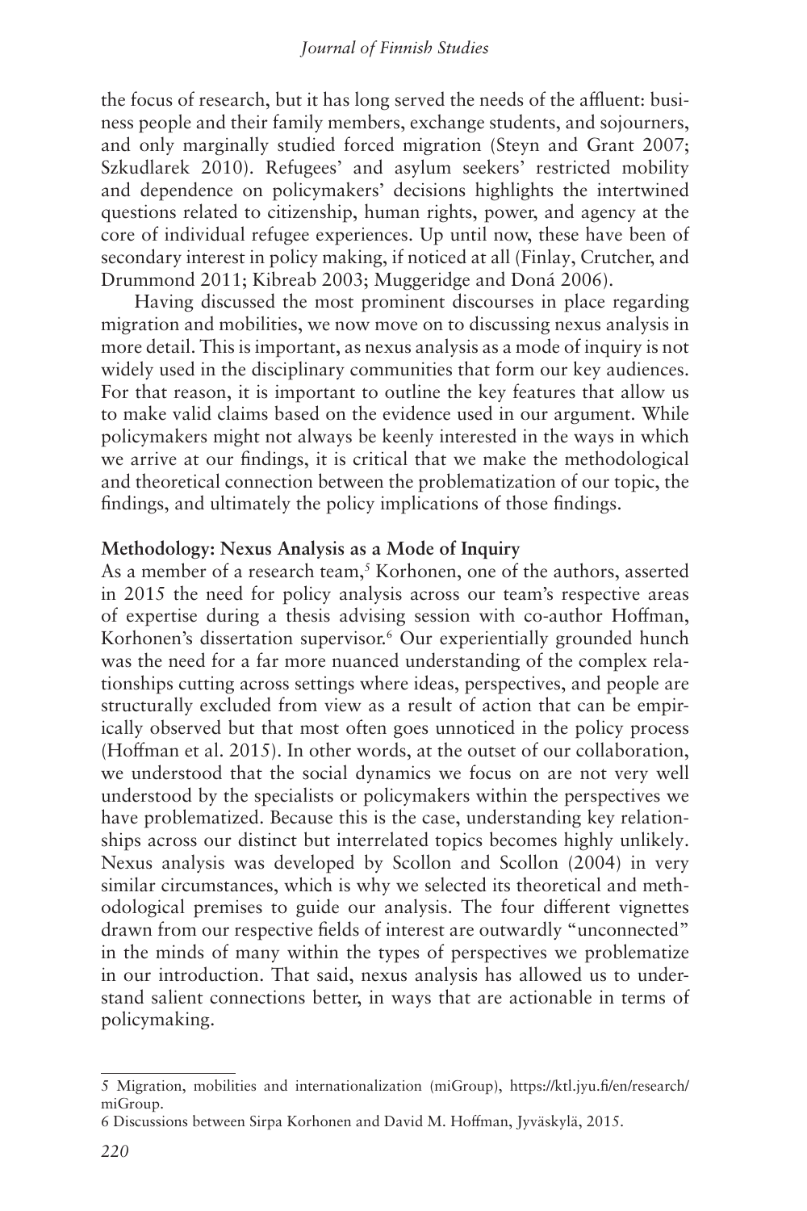the focus of research, but it has long served the needs of the affluent: business people and their family members, exchange students, and sojourners, and only marginally studied forced migration (Steyn and Grant 2007; Szkudlarek 2010). Refugees' and asylum seekers' restricted mobility and dependence on policymakers' decisions highlights the intertwined questions related to citizenship, human rights, power, and agency at the core of individual refugee experiences. Up until now, these have been of secondary interest in policy making, if noticed at all (Finlay, Crutcher, and Drummond 2011; Kibreab 2003; Muggeridge and Doná 2006).

Having discussed the most prominent discourses in place regarding migration and mobilities, we now move on to discussing nexus analysis in more detail. This is important, as nexus analysis as a mode of inquiry is not widely used in the disciplinary communities that form our key audiences. For that reason, it is important to outline the key features that allow us to make valid claims based on the evidence used in our argument. While policymakers might not always be keenly interested in the ways in which we arrive at our findings, it is critical that we make the methodological and theoretical connection between the problematization of our topic, the findings, and ultimately the policy implications of those findings.

**Methodology: Nexus Analysis as a Mode of Inquiry**

As a member of a research team,[5] Korhonen, one of the authors, asserted in 2015 the need for policy analysis across our team's respective areas of expertise during a thesis advising session with co-author Hoffman, Korhonen's dissertation supervisor.[6] Our experientially grounded hunch was the need for a far more nuanced understanding of the complex relationships cutting across settings where ideas, perspectives, and people are structurally excluded from view as a result of action that can be empirically observed but that most often goes unnoticed in the policy process (Hoffman et al. 2015). In other words, at the outset of our collaboration, we understood that the social dynamics we focus on are not very well understood by the specialists or policymakers within the perspectives we have problematized. Because this is the case, understanding key relationships across our distinct but interrelated topics becomes highly unlikely. Nexus analysis was developed by Scollon and Scollon (2004) in very similar circumstances, which is why we selected its theoretical and methodological premises to guide our analysis. The four different vignettes drawn from our respective fields of interest are outwardly "unconnected" in the minds of many within the types of perspectives we problematize in our introduction. That said, nexus analysis has allowed us to understand salient connections better, in ways that are actionable in terms of policymaking.

---

5 Migration, mobilities and internationalization (miGroup), https://ktl.jyu.fi/en/research/miGroup.

6 Discussions between Sirpa Korhonen and David M. Hoffman, Jyväskylä, 2015.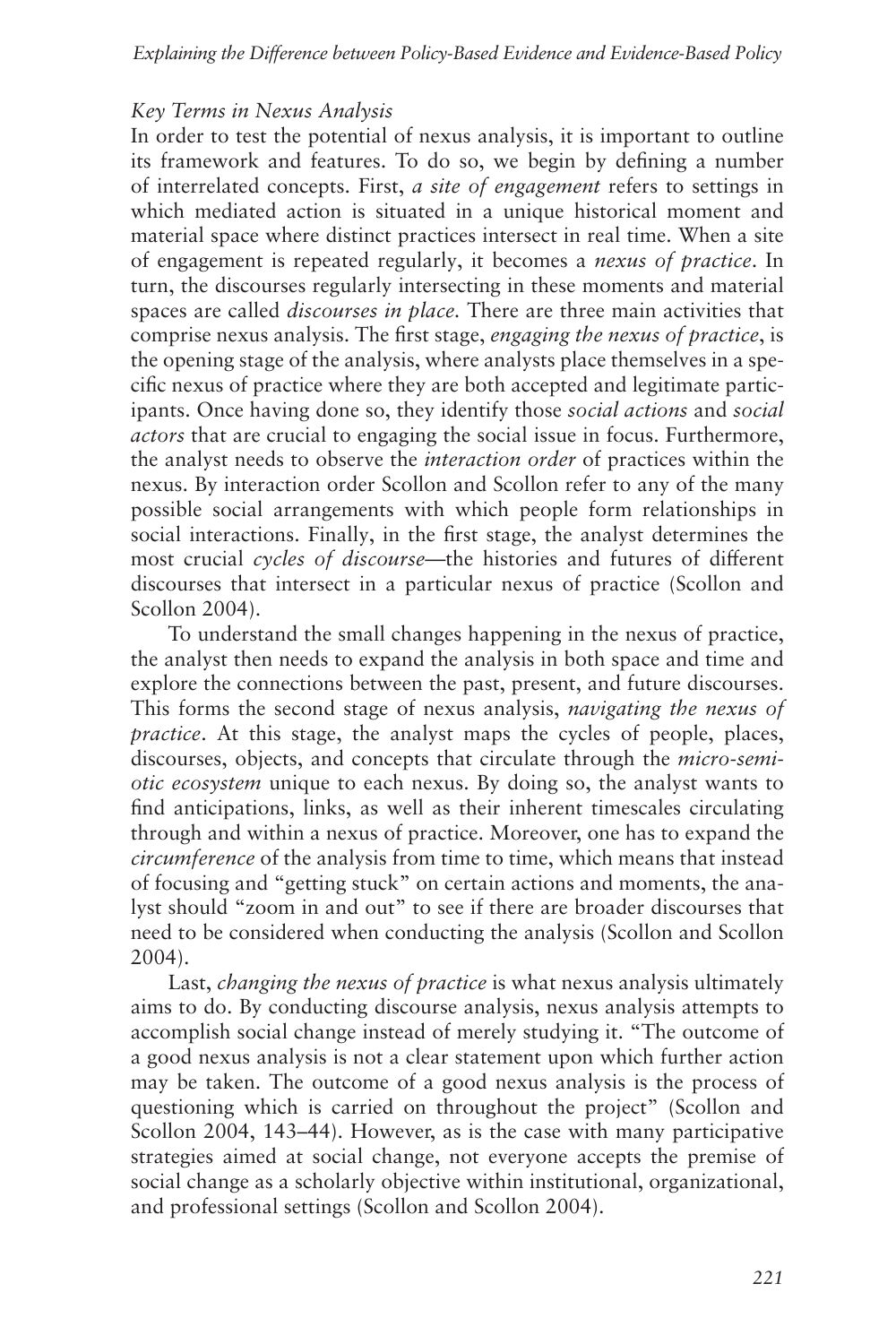### *Key Terms in Nexus Analysis*

In order to test the potential of nexus analysis, it is important to outline its framework and features. To do so, we begin by defining a number of interrelated concepts. First, *a site of engagement* refers to settings in which mediated action is situated in a unique historical moment and material space where distinct practices intersect in real time. When a site of engagement is repeated regularly, it becomes a *nexus of practice*. In turn, the discourses regularly intersecting in these moments and material spaces are called *discourses in place.* There are three main activities that comprise nexus analysis. The first stage, *engaging the nexus of practice*, is the opening stage of the analysis, where analysts place themselves in a specific nexus of practice where they are both accepted and legitimate participants. Once having done so, they identify those *social actions* and *social actors* that are crucial to engaging the social issue in focus. Furthermore, the analyst needs to observe the *interaction order* of practices within the nexus. By interaction order Scollon and Scollon refer to any of the many possible social arrangements with which people form relationships in social interactions. Finally, in the first stage, the analyst determines the most crucial *cycles of discourse*—the histories and futures of different discourses that intersect in a particular nexus of practice (Scollon and Scollon 2004).

To understand the small changes happening in the nexus of practice, the analyst then needs to expand the analysis in both space and time and explore the connections between the past, present, and future discourses. This forms the second stage of nexus analysis, *navigating the nexus of practice*. At this stage, the analyst maps the cycles of people, places, discourses, objects, and concepts that circulate through the *micro-semiotic ecosystem* unique to each nexus. By doing so, the analyst wants to find anticipations, links, as well as their inherent timescales circulating through and within a nexus of practice. Moreover, one has to expand the *circumference* of the analysis from time to time, which means that instead of focusing and "getting stuck" on certain actions and moments, the analyst should "zoom in and out" to see if there are broader discourses that need to be considered when conducting the analysis (Scollon and Scollon 2004).

Last, *changing the nexus of practice* is what nexus analysis ultimately aims to do. By conducting discourse analysis, nexus analysis attempts to accomplish social change instead of merely studying it. "The outcome of a good nexus analysis is not a clear statement upon which further action may be taken. The outcome of a good nexus analysis is the process of questioning which is carried on throughout the project" (Scollon and Scollon 2004, 143–44). However, as is the case with many participative strategies aimed at social change, not everyone accepts the premise of social change as a scholarly objective within institutional, organizational, and professional settings (Scollon and Scollon 2004).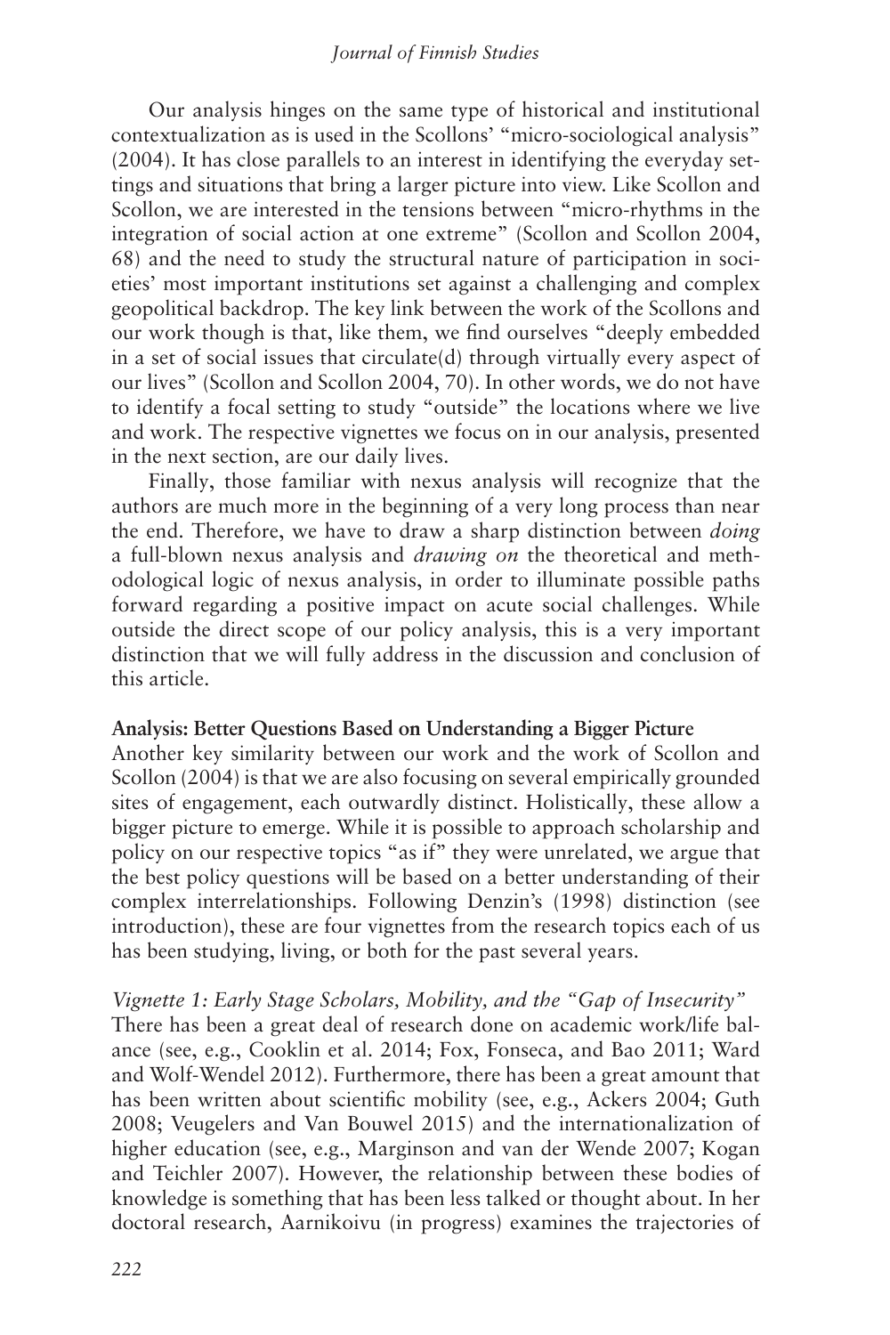Our analysis hinges on the same type of historical and institutional contextualization as is used in the Scollons' "micro-sociological analysis" (2004). It has close parallels to an interest in identifying the everyday settings and situations that bring a larger picture into view. Like Scollon and Scollon, we are interested in the tensions between "micro-rhythms in the integration of social action at one extreme" (Scollon and Scollon 2004, 68) and the need to study the structural nature of participation in societies' most important institutions set against a challenging and complex geopolitical backdrop. The key link between the work of the Scollons and our work though is that, like them, we find ourselves "deeply embedded in a set of social issues that circulate(d) through virtually every aspect of our lives" (Scollon and Scollon 2004, 70). In other words, we do not have to identify a focal setting to study "outside" the locations where we live and work. The respective vignettes we focus on in our analysis, presented in the next section, are our daily lives.

Finally, those familiar with nexus analysis will recognize that the authors are much more in the beginning of a very long process than near the end. Therefore, we have to draw a sharp distinction between *doing* a full-blown nexus analysis and *drawing on* the theoretical and methodological logic of nexus analysis, in order to illuminate possible paths forward regarding a positive impact on acute social challenges. While outside the direct scope of our policy analysis, this is a very important distinction that we will fully address in the discussion and conclusion of this article.

## Analysis: Better Questions Based on Understanding a Bigger Picture

Another key similarity between our work and the work of Scollon and Scollon (2004) is that we are also focusing on several empirically grounded sites of engagement, each outwardly distinct. Holistically, these allow a bigger picture to emerge. While it is possible to approach scholarship and policy on our respective topics "as if" they were unrelated, we argue that the best policy questions will be based on a better understanding of their complex interrelationships. Following Denzin's (1998) distinction (see introduction), these are four vignettes from the research topics each of us has been studying, living, or both for the past several years.

### *Vignette 1: Early Stage Scholars, Mobility, and the "Gap of Insecurity"*

There has been a great deal of research done on academic work/life balance (see, e.g., Cooklin et al. 2014; Fox, Fonseca, and Bao 2011; Ward and Wolf-Wendel 2012). Furthermore, there has been a great amount that has been written about scientific mobility (see, e.g., Ackers 2004; Guth 2008; Veugelers and Van Bouwel 2015) and the internationalization of higher education (see, e.g., Marginson and van der Wende 2007; Kogan and Teichler 2007). However, the relationship between these bodies of knowledge is something that has been less talked or thought about. In her doctoral research, Aarnikoivu (in progress) examines the trajectories of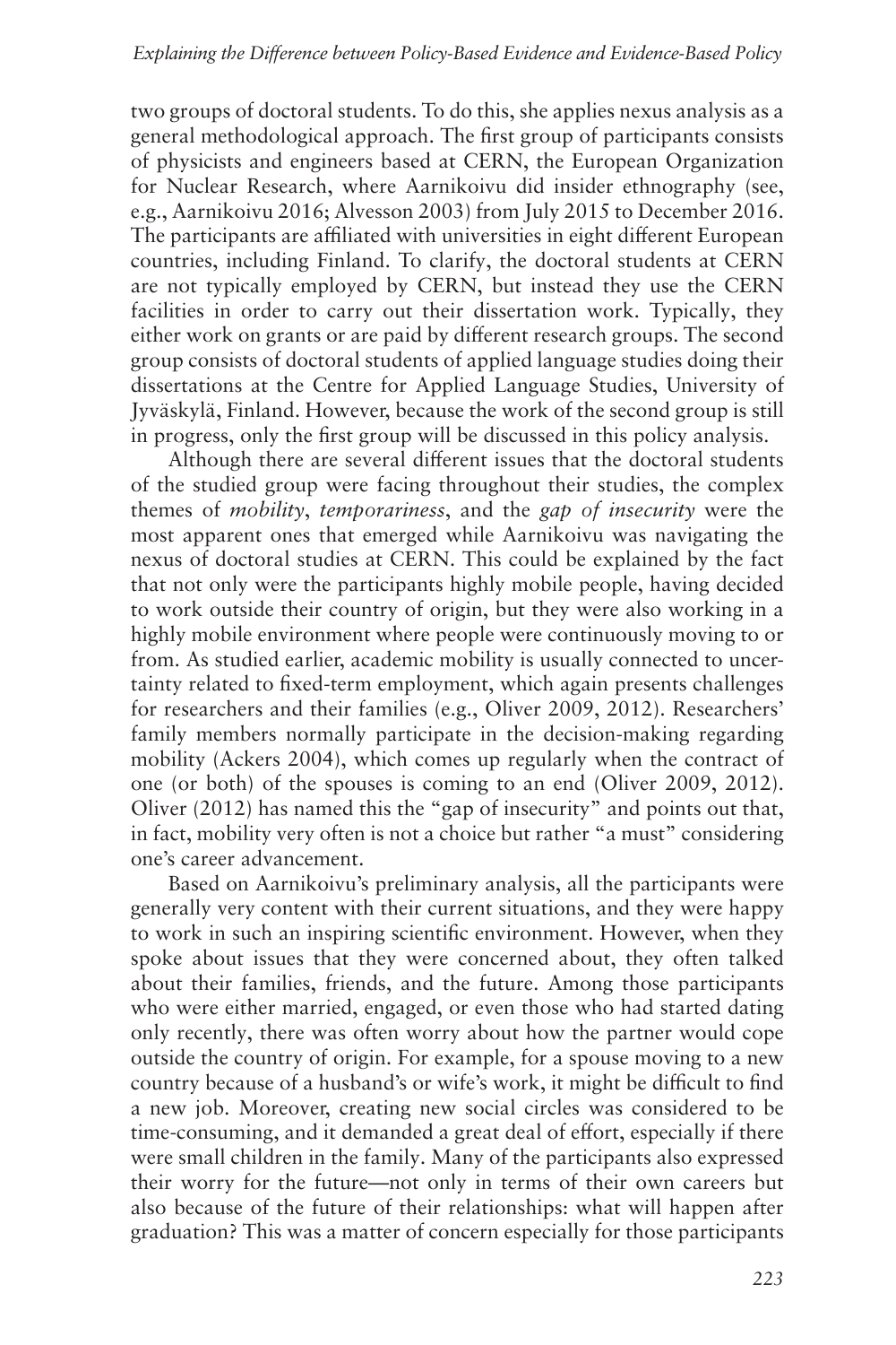two groups of doctoral students. To do this, she applies nexus analysis as a general methodological approach. The first group of participants consists of physicists and engineers based at CERN, the European Organization for Nuclear Research, where Aarnikoivu did insider ethnography (see, e.g., Aarnikoivu 2016; Alvesson 2003) from July 2015 to December 2016. The participants are affiliated with universities in eight different European countries, including Finland. To clarify, the doctoral students at CERN are not typically employed by CERN, but instead they use the CERN facilities in order to carry out their dissertation work. Typically, they either work on grants or are paid by different research groups. The second group consists of doctoral students of applied language studies doing their dissertations at the Centre for Applied Language Studies, University of Jyväskylä, Finland. However, because the work of the second group is still in progress, only the first group will be discussed in this policy analysis.

Although there are several different issues that the doctoral students of the studied group were facing throughout their studies, the complex themes of *mobility*, *temporariness*, and the *gap of insecurity* were the most apparent ones that emerged while Aarnikoivu was navigating the nexus of doctoral studies at CERN. This could be explained by the fact that not only were the participants highly mobile people, having decided to work outside their country of origin, but they were also working in a highly mobile environment where people were continuously moving to or from. As studied earlier, academic mobility is usually connected to uncertainty related to fixed-term employment, which again presents challenges for researchers and their families (e.g., Oliver 2009, 2012). Researchers' family members normally participate in the decision-making regarding mobility (Ackers 2004), which comes up regularly when the contract of one (or both) of the spouses is coming to an end (Oliver 2009, 2012). Oliver (2012) has named this the "gap of insecurity" and points out that, in fact, mobility very often is not a choice but rather "a must" considering one's career advancement.

Based on Aarnikoivu's preliminary analysis, all the participants were generally very content with their current situations, and they were happy to work in such an inspiring scientific environment. However, when they spoke about issues that they were concerned about, they often talked about their families, friends, and the future. Among those participants who were either married, engaged, or even those who had started dating only recently, there was often worry about how the partner would cope outside the country of origin. For example, for a spouse moving to a new country because of a husband's or wife's work, it might be difficult to find a new job. Moreover, creating new social circles was considered to be time-consuming, and it demanded a great deal of effort, especially if there were small children in the family. Many of the participants also expressed their worry for the future—not only in terms of their own careers but also because of the future of their relationships: what will happen after graduation? This was a matter of concern especially for those participants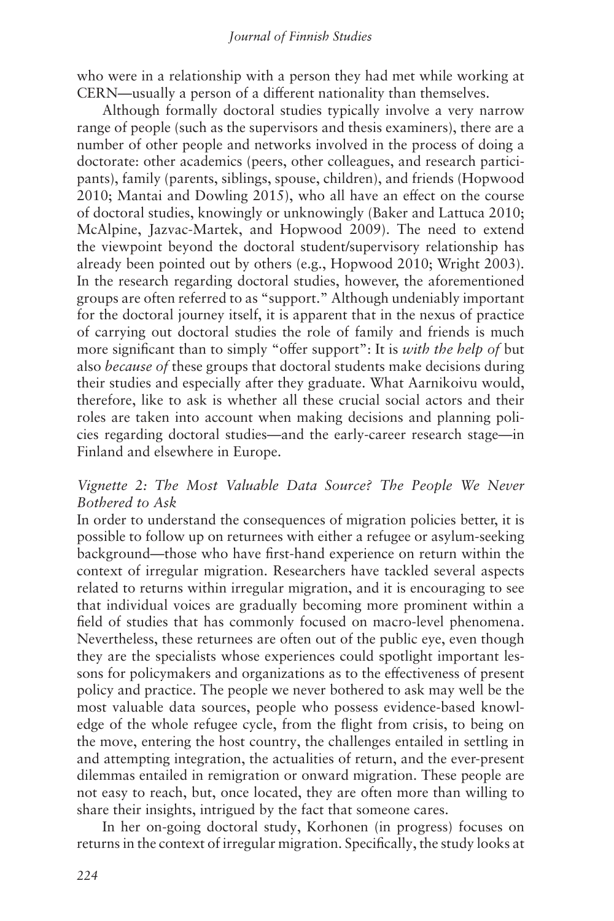who were in a relationship with a person they had met while working at CERN—usually a person of a different nationality than themselves.

Although formally doctoral studies typically involve a very narrow range of people (such as the supervisors and thesis examiners), there are a number of other people and networks involved in the process of doing a doctorate: other academics (peers, other colleagues, and research participants), family (parents, siblings, spouse, children), and friends (Hopwood 2010; Mantai and Dowling 2015), who all have an effect on the course of doctoral studies, knowingly or unknowingly (Baker and Lattuca 2010; McAlpine, Jazvac-Martek, and Hopwood 2009). The need to extend the viewpoint beyond the doctoral student/supervisory relationship has already been pointed out by others (e.g., Hopwood 2010; Wright 2003). In the research regarding doctoral studies, however, the aforementioned groups are often referred to as "support." Although undeniably important for the doctoral journey itself, it is apparent that in the nexus of practice of carrying out doctoral studies the role of family and friends is much more significant than to simply "offer support": It is *with the help of* but also *because of* these groups that doctoral students make decisions during their studies and especially after they graduate. What Aarnikoivu would, therefore, like to ask is whether all these crucial social actors and their roles are taken into account when making decisions and planning policies regarding doctoral studies—and the early-career research stage—in Finland and elsewhere in Europe.

### *Vignette 2: The Most Valuable Data Source? The People We Never Bothered to Ask*

In order to understand the consequences of migration policies better, it is possible to follow up on returnees with either a refugee or asylum-seeking background—those who have first-hand experience on return within the context of irregular migration. Researchers have tackled several aspects related to returns within irregular migration, and it is encouraging to see that individual voices are gradually becoming more prominent within a field of studies that has commonly focused on macro-level phenomena. Nevertheless, these returnees are often out of the public eye, even though they are the specialists whose experiences could spotlight important lessons for policymakers and organizations as to the effectiveness of present policy and practice. The people we never bothered to ask may well be the most valuable data sources, people who possess evidence-based knowledge of the whole refugee cycle, from the flight from crisis, to being on the move, entering the host country, the challenges entailed in settling in and attempting integration, the actualities of return, and the ever-present dilemmas entailed in remigration or onward migration. These people are not easy to reach, but, once located, they are often more than willing to share their insights, intrigued by the fact that someone cares.

In her on-going doctoral study, Korhonen (in progress) focuses on returns in the context of irregular migration. Specifically, the study looks at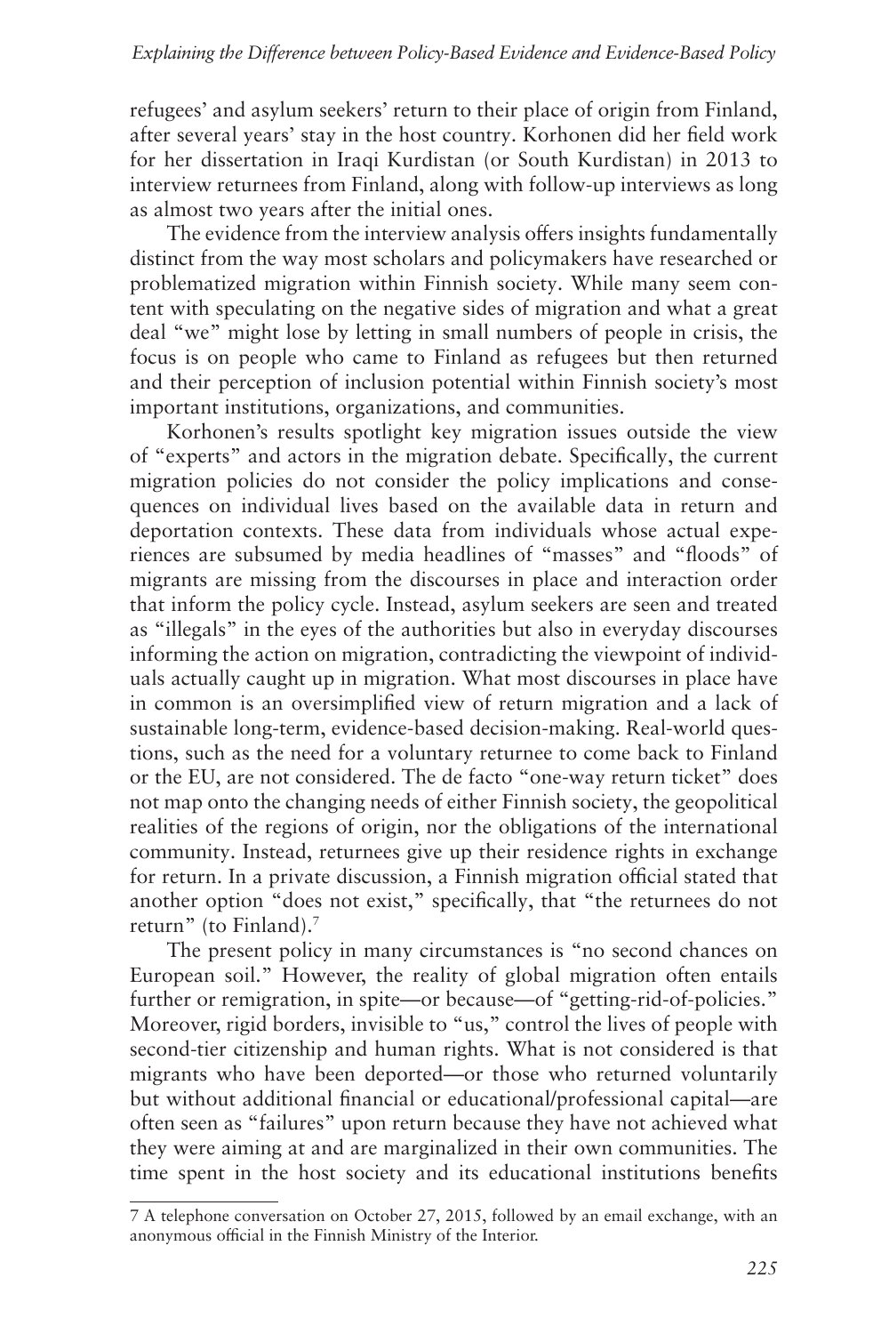refugees' and asylum seekers' return to their place of origin from Finland, after several years' stay in the host country. Korhonen did her field work for her dissertation in Iraqi Kurdistan (or South Kurdistan) in 2013 to interview returnees from Finland, along with follow-up interviews as long as almost two years after the initial ones.

The evidence from the interview analysis offers insights fundamentally distinct from the way most scholars and policymakers have researched or problematized migration within Finnish society. While many seem content with speculating on the negative sides of migration and what a great deal "we" might lose by letting in small numbers of people in crisis, the focus is on people who came to Finland as refugees but then returned and their perception of inclusion potential within Finnish society's most important institutions, organizations, and communities.

Korhonen's results spotlight key migration issues outside the view of "experts" and actors in the migration debate. Specifically, the current migration policies do not consider the policy implications and consequences on individual lives based on the available data in return and deportation contexts. These data from individuals whose actual experiences are subsumed by media headlines of "masses" and "floods" of migrants are missing from the discourses in place and interaction order that inform the policy cycle. Instead, asylum seekers are seen and treated as "illegals" in the eyes of the authorities but also in everyday discourses informing the action on migration, contradicting the viewpoint of individuals actually caught up in migration. What most discourses in place have in common is an oversimplified view of return migration and a lack of sustainable long-term, evidence-based decision-making. Real-world questions, such as the need for a voluntary returnee to come back to Finland or the EU, are not considered. The de facto "one-way return ticket" does not map onto the changing needs of either Finnish society, the geopolitical realities of the regions of origin, nor the obligations of the international community. Instead, returnees give up their residence rights in exchange for return. In a private discussion, a Finnish migration official stated that another option "does not exist," specifically, that "the returnees do not return" (to Finland).[7]

The present policy in many circumstances is "no second chances on European soil." However, the reality of global migration often entails further or remigration, in spite—or because—of "getting-rid-of-policies." Moreover, rigid borders, invisible to "us," control the lives of people with second-tier citizenship and human rights. What is not considered is that migrants who have been deported—or those who returned voluntarily but without additional financial or educational/professional capital—are often seen as "failures" upon return because they have not achieved what they were aiming at and are marginalized in their own communities. The time spent in the host society and its educational institutions benefits

---

7 A telephone conversation on October 27, 2015, followed by an email exchange, with an anonymous official in the Finnish Ministry of the Interior.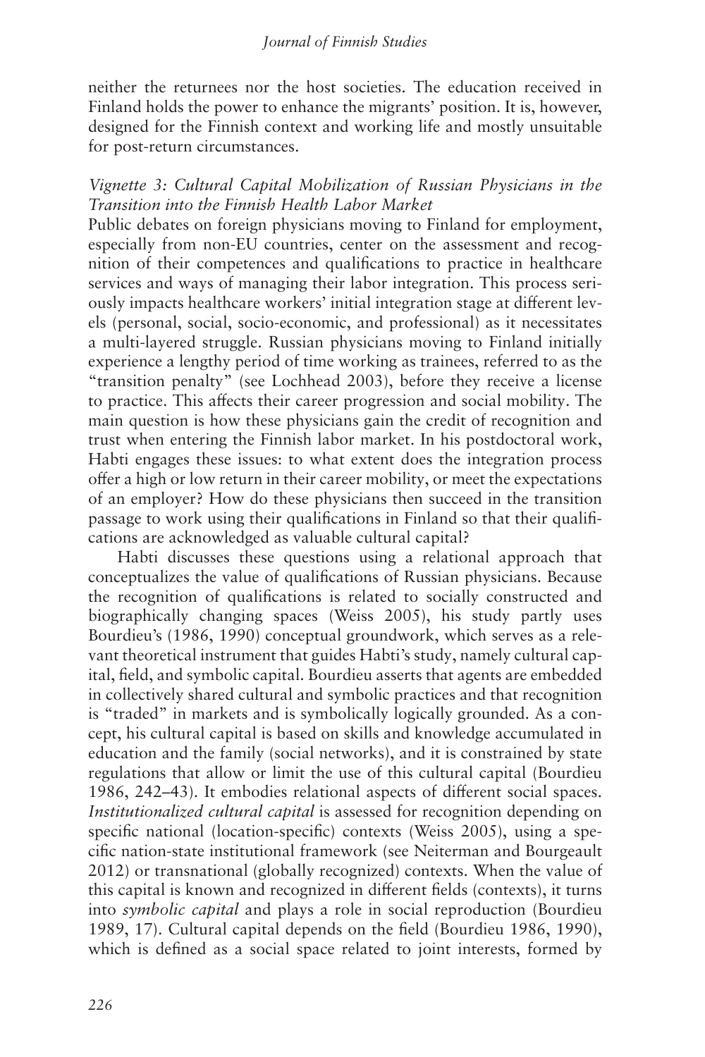neither the returnees nor the host societies. The education received in Finland holds the power to enhance the migrants' position. It is, however, designed for the Finnish context and working life and mostly unsuitable for post-return circumstances.

### *Vignette 3: Cultural Capital Mobilization of Russian Physicians in the Transition into the Finnish Health Labor Market*

Public debates on foreign physicians moving to Finland for employment, especially from non-EU countries, center on the assessment and recognition of their competences and qualifications to practice in healthcare services and ways of managing their labor integration. This process seriously impacts healthcare workers' initial integration stage at different levels (personal, social, socio-economic, and professional) as it necessitates a multi-layered struggle. Russian physicians moving to Finland initially experience a lengthy period of time working as trainees, referred to as the "transition penalty" (see Lochhead 2003), before they receive a license to practice. This affects their career progression and social mobility. The main question is how these physicians gain the credit of recognition and trust when entering the Finnish labor market. In his postdoctoral work, Habti engages these issues: to what extent does the integration process offer a high or low return in their career mobility, or meet the expectations of an employer? How do these physicians then succeed in the transition passage to work using their qualifications in Finland so that their qualifications are acknowledged as valuable cultural capital?

Habti discusses these questions using a relational approach that conceptualizes the value of qualifications of Russian physicians. Because the recognition of qualifications is related to socially constructed and biographically changing spaces (Weiss 2005), his study partly uses Bourdieu's (1986, 1990) conceptual groundwork, which serves as a relevant theoretical instrument that guides Habti's study, namely cultural capital, field, and symbolic capital. Bourdieu asserts that agents are embedded in collectively shared cultural and symbolic practices and that recognition is "traded" in markets and is symbolically logically grounded. As a concept, his cultural capital is based on skills and knowledge accumulated in education and the family (social networks), and it is constrained by state regulations that allow or limit the use of this cultural capital (Bourdieu 1986, 242–43). It embodies relational aspects of different social spaces. *Institutionalized cultural capital* is assessed for recognition depending on specific national (location-specific) contexts (Weiss 2005), using a specific nation-state institutional framework (see Neiterman and Bourgeault 2012) or transnational (globally recognized) contexts. When the value of this capital is known and recognized in different fields (contexts), it turns into *symbolic capital* and plays a role in social reproduction (Bourdieu 1989, 17). Cultural capital depends on the field (Bourdieu 1986, 1990), which is defined as a social space related to joint interests, formed by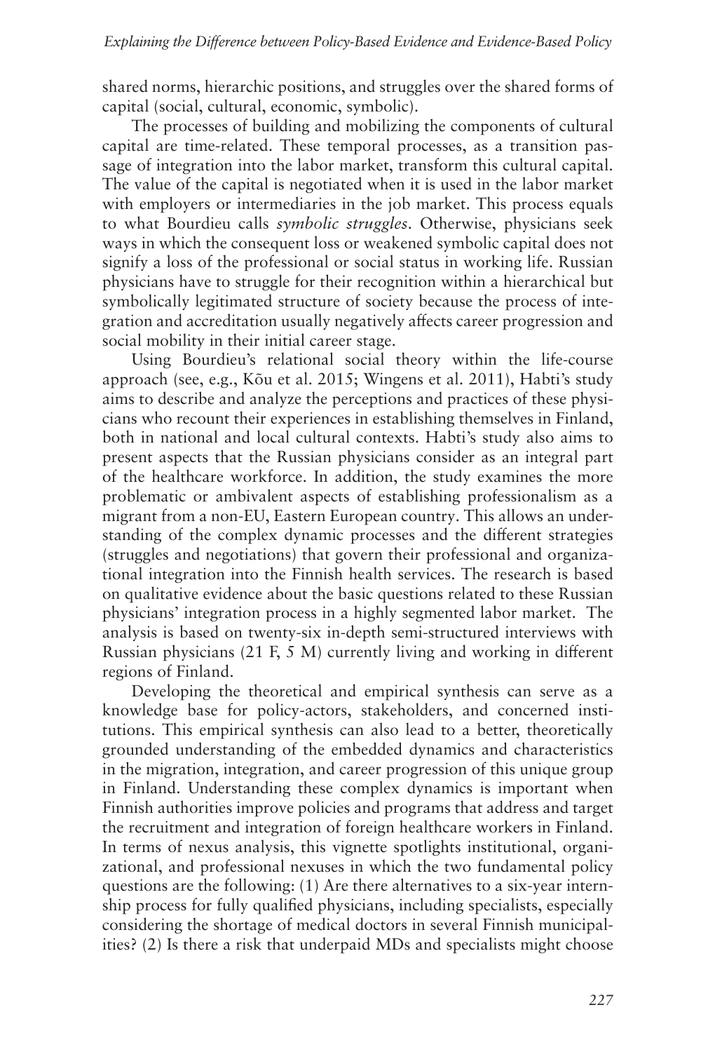shared norms, hierarchic positions, and struggles over the shared forms of capital (social, cultural, economic, symbolic).

The processes of building and mobilizing the components of cultural capital are time-related. These temporal processes, as a transition passage of integration into the labor market, transform this cultural capital. The value of the capital is negotiated when it is used in the labor market with employers or intermediaries in the job market. This process equals to what Bourdieu calls *symbolic struggles*. Otherwise, physicians seek ways in which the consequent loss or weakened symbolic capital does not signify a loss of the professional or social status in working life. Russian physicians have to struggle for their recognition within a hierarchical but symbolically legitimated structure of society because the process of integration and accreditation usually negatively affects career progression and social mobility in their initial career stage.

Using Bourdieu's relational social theory within the life-course approach (see, e.g., Kõu et al. 2015; Wingens et al. 2011), Habti's study aims to describe and analyze the perceptions and practices of these physicians who recount their experiences in establishing themselves in Finland, both in national and local cultural contexts. Habti's study also aims to present aspects that the Russian physicians consider as an integral part of the healthcare workforce. In addition, the study examines the more problematic or ambivalent aspects of establishing professionalism as a migrant from a non-EU, Eastern European country. This allows an understanding of the complex dynamic processes and the different strategies (struggles and negotiations) that govern their professional and organizational integration into the Finnish health services. The research is based on qualitative evidence about the basic questions related to these Russian physicians' integration process in a highly segmented labor market. The analysis is based on twenty-six in-depth semi-structured interviews with Russian physicians (21 F, 5 M) currently living and working in different regions of Finland.

Developing the theoretical and empirical synthesis can serve as a knowledge base for policy-actors, stakeholders, and concerned institutions. This empirical synthesis can also lead to a better, theoretically grounded understanding of the embedded dynamics and characteristics in the migration, integration, and career progression of this unique group in Finland. Understanding these complex dynamics is important when Finnish authorities improve policies and programs that address and target the recruitment and integration of foreign healthcare workers in Finland. In terms of nexus analysis, this vignette spotlights institutional, organizational, and professional nexuses in which the two fundamental policy questions are the following: (1) Are there alternatives to a six-year internship process for fully qualified physicians, including specialists, especially considering the shortage of medical doctors in several Finnish municipalities? (2) Is there a risk that underpaid MDs and specialists might choose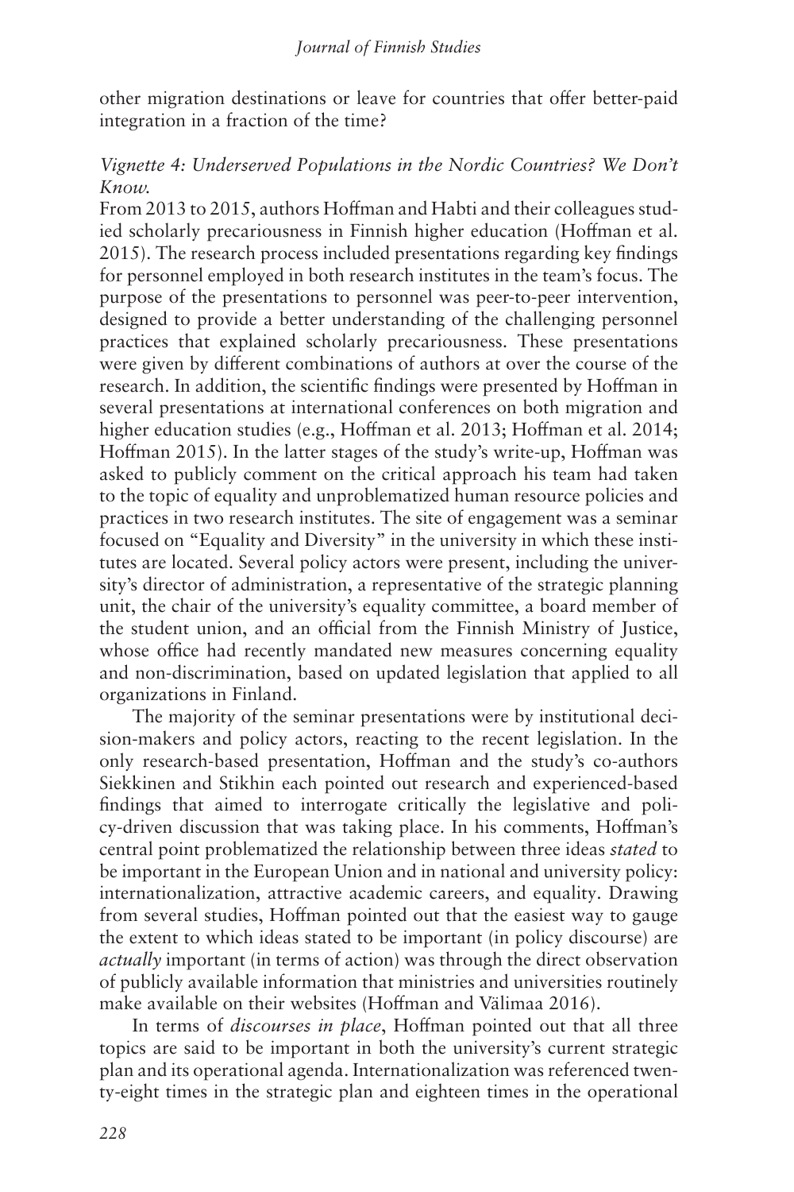other migration destinations or leave for countries that offer better-paid integration in a fraction of the time?

*Vignette 4: Underserved Populations in the Nordic Countries? We Don't Know.*

From 2013 to 2015, authors Hoffman and Habti and their colleagues studied scholarly precariousness in Finnish higher education (Hoffman et al. 2015). The research process included presentations regarding key findings for personnel employed in both research institutes in the team's focus. The purpose of the presentations to personnel was peer-to-peer intervention, designed to provide a better understanding of the challenging personnel practices that explained scholarly precariousness. These presentations were given by different combinations of authors at over the course of the research. In addition, the scientific findings were presented by Hoffman in several presentations at international conferences on both migration and higher education studies (e.g., Hoffman et al. 2013; Hoffman et al. 2014; Hoffman 2015). In the latter stages of the study's write-up, Hoffman was asked to publicly comment on the critical approach his team had taken to the topic of equality and unproblematized human resource policies and practices in two research institutes. The site of engagement was a seminar focused on "Equality and Diversity" in the university in which these institutes are located. Several policy actors were present, including the university's director of administration, a representative of the strategic planning unit, the chair of the university's equality committee, a board member of the student union, and an official from the Finnish Ministry of Justice, whose office had recently mandated new measures concerning equality and non-discrimination, based on updated legislation that applied to all organizations in Finland.

The majority of the seminar presentations were by institutional decision-makers and policy actors, reacting to the recent legislation. In the only research-based presentation, Hoffman and the study's co-authors Siekkinen and Stikhin each pointed out research and experienced-based findings that aimed to interrogate critically the legislative and policy-driven discussion that was taking place. In his comments, Hoffman's central point problematized the relationship between three ideas *stated* to be important in the European Union and in national and university policy: internationalization, attractive academic careers, and equality. Drawing from several studies, Hoffman pointed out that the easiest way to gauge the extent to which ideas stated to be important (in policy discourse) are *actually* important (in terms of action) was through the direct observation of publicly available information that ministries and universities routinely make available on their websites (Hoffman and Välimaa 2016).

In terms of *discourses in place*, Hoffman pointed out that all three topics are said to be important in both the university's current strategic plan and its operational agenda. Internationalization was referenced twenty-eight times in the strategic plan and eighteen times in the operational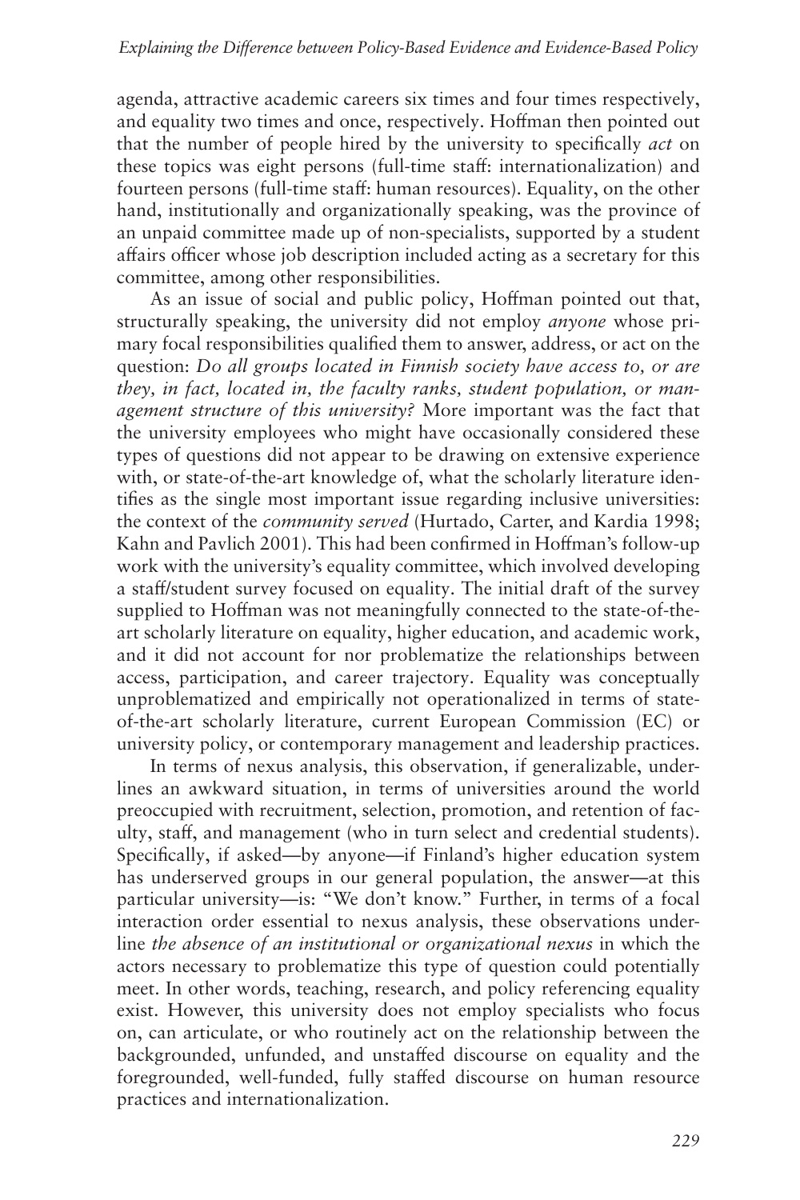agenda, attractive academic careers six times and four times respectively, and equality two times and once, respectively. Hoffman then pointed out that the number of people hired by the university to specifically *act* on these topics was eight persons (full-time staff: internationalization) and fourteen persons (full-time staff: human resources). Equality, on the other hand, institutionally and organizationally speaking, was the province of an unpaid committee made up of non-specialists, supported by a student affairs officer whose job description included acting as a secretary for this committee, among other responsibilities.

As an issue of social and public policy, Hoffman pointed out that, structurally speaking, the university did not employ *anyone* whose primary focal responsibilities qualified them to answer, address, or act on the question: *Do all groups located in Finnish society have access to, or are they, in fact, located in, the faculty ranks, student population, or management structure of this university?* More important was the fact that the university employees who might have occasionally considered these types of questions did not appear to be drawing on extensive experience with, or state-of-the-art knowledge of, what the scholarly literature identifies as the single most important issue regarding inclusive universities: the context of the *community served* (Hurtado, Carter, and Kardia 1998; Kahn and Pavlich 2001). This had been confirmed in Hoffman's follow-up work with the university's equality committee, which involved developing a staff/student survey focused on equality. The initial draft of the survey supplied to Hoffman was not meaningfully connected to the state-of-the-art scholarly literature on equality, higher education, and academic work, and it did not account for nor problematize the relationships between access, participation, and career trajectory. Equality was conceptually unproblematized and empirically not operationalized in terms of state-of-the-art scholarly literature, current European Commission (EC) or university policy, or contemporary management and leadership practices.

In terms of nexus analysis, this observation, if generalizable, underlines an awkward situation, in terms of universities around the world preoccupied with recruitment, selection, promotion, and retention of faculty, staff, and management (who in turn select and credential students). Specifically, if asked—by anyone—if Finland's higher education system has underserved groups in our general population, the answer—at this particular university—is: "We don't know." Further, in terms of a focal interaction order essential to nexus analysis, these observations underline *the absence of an institutional or organizational nexus* in which the actors necessary to problematize this type of question could potentially meet. In other words, teaching, research, and policy referencing equality exist. However, this university does not employ specialists who focus on, can articulate, or who routinely act on the relationship between the backgrounded, unfunded, and unstaffed discourse on equality and the foregrounded, well-funded, fully staffed discourse on human resource practices and internationalization.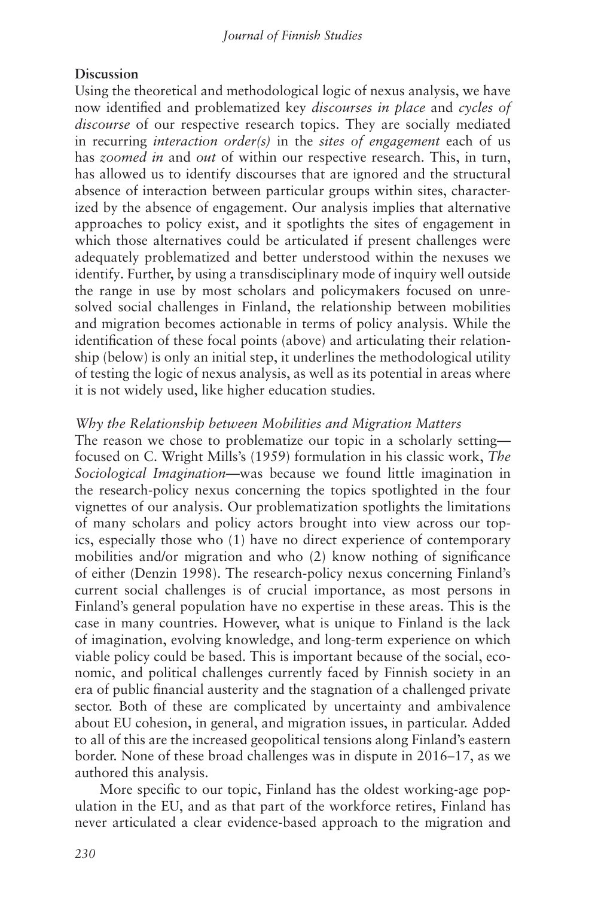## Discussion

Using the theoretical and methodological logic of nexus analysis, we have now identified and problematized key *discourses in place* and *cycles of discourse* of our respective research topics. They are socially mediated in recurring *interaction order(s)* in the *sites of engagement* each of us has *zoomed in* and *out* of within our respective research. This, in turn, has allowed us to identify discourses that are ignored and the structural absence of interaction between particular groups within sites, characterized by the absence of engagement. Our analysis implies that alternative approaches to policy exist, and it spotlights the sites of engagement in which those alternatives could be articulated if present challenges were adequately problematized and better understood within the nexuses we identify. Further, by using a transdisciplinary mode of inquiry well outside the range in use by most scholars and policymakers focused on unresolved social challenges in Finland, the relationship between mobilities and migration becomes actionable in terms of policy analysis. While the identification of these focal points (above) and articulating their relationship (below) is only an initial step, it underlines the methodological utility of testing the logic of nexus analysis, as well as its potential in areas where it is not widely used, like higher education studies.

### *Why the Relationship between Mobilities and Migration Matters*

The reason we chose to problematize our topic in a scholarly setting—focused on C. Wright Mills's (1959) formulation in his classic work, *The Sociological Imagination*—was because we found little imagination in the research-policy nexus concerning the topics spotlighted in the four vignettes of our analysis. Our problematization spotlights the limitations of many scholars and policy actors brought into view across our topics, especially those who (1) have no direct experience of contemporary mobilities and/or migration and who (2) know nothing of significance of either (Denzin 1998). The research-policy nexus concerning Finland's current social challenges is of crucial importance, as most persons in Finland's general population have no expertise in these areas. This is the case in many countries. However, what is unique to Finland is the lack of imagination, evolving knowledge, and long-term experience on which viable policy could be based. This is important because of the social, economic, and political challenges currently faced by Finnish society in an era of public financial austerity and the stagnation of a challenged private sector. Both of these are complicated by uncertainty and ambivalence about EU cohesion, in general, and migration issues, in particular. Added to all of this are the increased geopolitical tensions along Finland's eastern border. None of these broad challenges was in dispute in 2016–17, as we authored this analysis.

More specific to our topic, Finland has the oldest working-age population in the EU, and as that part of the workforce retires, Finland has never articulated a clear evidence-based approach to the migration and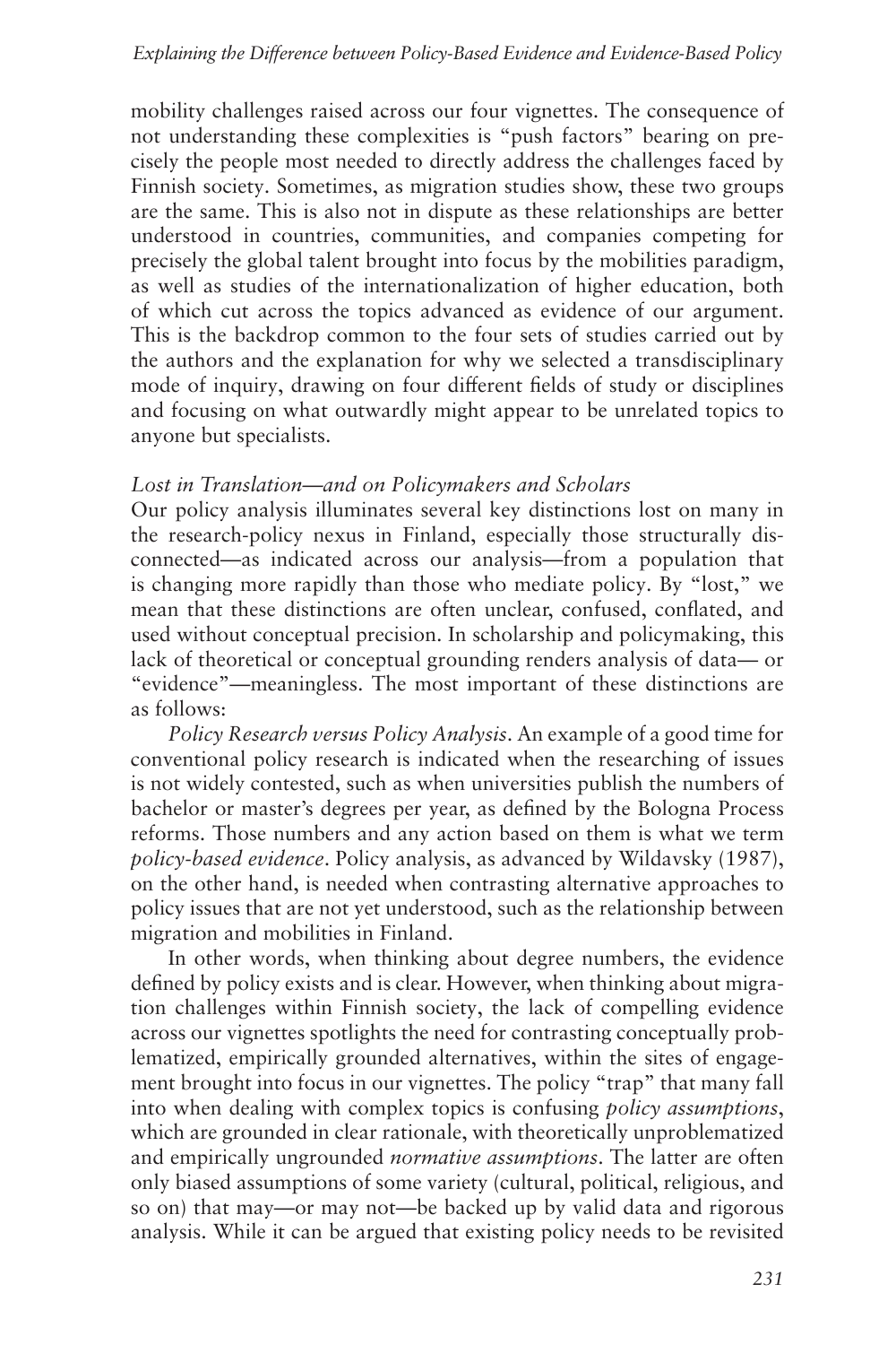mobility challenges raised across our four vignettes. The consequence of not understanding these complexities is "push factors" bearing on precisely the people most needed to directly address the challenges faced by Finnish society. Sometimes, as migration studies show, these two groups are the same. This is also not in dispute as these relationships are better understood in countries, communities, and companies competing for precisely the global talent brought into focus by the mobilities paradigm, as well as studies of the internationalization of higher education, both of which cut across the topics advanced as evidence of our argument. This is the backdrop common to the four sets of studies carried out by the authors and the explanation for why we selected a transdisciplinary mode of inquiry, drawing on four different fields of study or disciplines and focusing on what outwardly might appear to be unrelated topics to anyone but specialists.

### *Lost in Translation—and on Policymakers and Scholars*

Our policy analysis illuminates several key distinctions lost on many in the research-policy nexus in Finland, especially those structurally disconnected—as indicated across our analysis—from a population that is changing more rapidly than those who mediate policy. By "lost," we mean that these distinctions are often unclear, confused, conflated, and used without conceptual precision. In scholarship and policymaking, this lack of theoretical or conceptual grounding renders analysis of data— or "evidence"—meaningless. The most important of these distinctions are as follows:

*Policy Research versus Policy Analysis*. An example of a good time for conventional policy research is indicated when the researching of issues is not widely contested, such as when universities publish the numbers of bachelor or master's degrees per year, as defined by the Bologna Process reforms. Those numbers and any action based on them is what we term *policy-based evidence*. Policy analysis, as advanced by Wildavsky (1987), on the other hand, is needed when contrasting alternative approaches to policy issues that are not yet understood, such as the relationship between migration and mobilities in Finland.

In other words, when thinking about degree numbers, the evidence defined by policy exists and is clear. However, when thinking about migration challenges within Finnish society, the lack of compelling evidence across our vignettes spotlights the need for contrasting conceptually problematized, empirically grounded alternatives, within the sites of engagement brought into focus in our vignettes. The policy "trap" that many fall into when dealing with complex topics is confusing *policy assumptions*, which are grounded in clear rationale, with theoretically unproblematized and empirically ungrounded *normative assumptions*. The latter are often only biased assumptions of some variety (cultural, political, religious, and so on) that may—or may not—be backed up by valid data and rigorous analysis. While it can be argued that existing policy needs to be revisited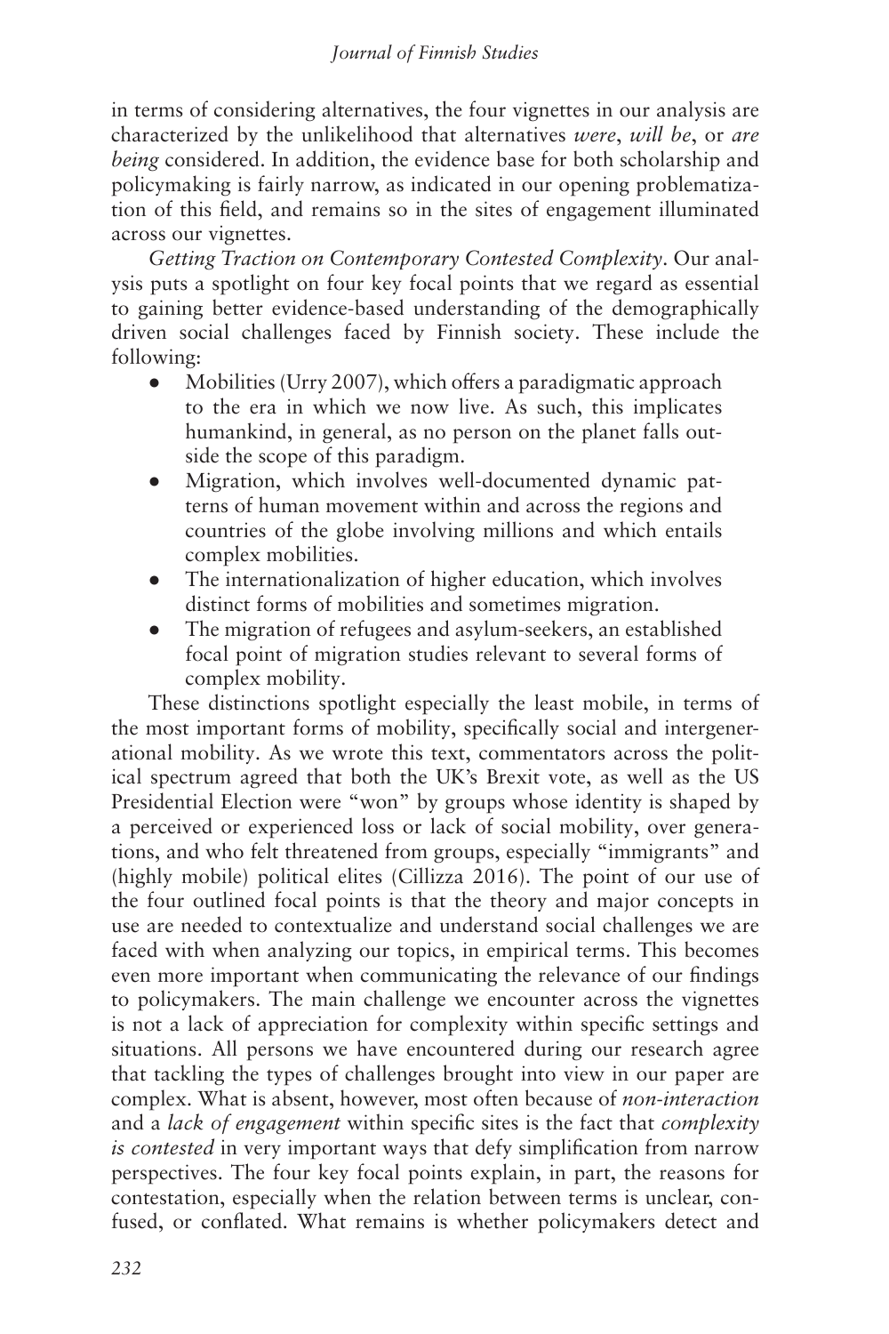in terms of considering alternatives, the four vignettes in our analysis are characterized by the unlikelihood that alternatives *were*, *will be*, or *are being* considered. In addition, the evidence base for both scholarship and policymaking is fairly narrow, as indicated in our opening problematization of this field, and remains so in the sites of engagement illuminated across our vignettes.

*Getting Traction on Contemporary Contested Complexity*. Our analysis puts a spotlight on four key focal points that we regard as essential to gaining better evidence-based understanding of the demographically driven social challenges faced by Finnish society. These include the following:

- Mobilities (Urry 2007), which offers a paradigmatic approach to the era in which we now live. As such, this implicates humankind, in general, as no person on the planet falls outside the scope of this paradigm.
- Migration, which involves well-documented dynamic patterns of human movement within and across the regions and countries of the globe involving millions and which entails complex mobilities.
- The internationalization of higher education, which involves distinct forms of mobilities and sometimes migration.
- The migration of refugees and asylum-seekers, an established focal point of migration studies relevant to several forms of complex mobility.

These distinctions spotlight especially the least mobile, in terms of the most important forms of mobility, specifically social and intergenerational mobility. As we wrote this text, commentators across the political spectrum agreed that both the UK's Brexit vote, as well as the US Presidential Election were "won" by groups whose identity is shaped by a perceived or experienced loss or lack of social mobility, over generations, and who felt threatened from groups, especially "immigrants" and (highly mobile) political elites (Cillizza 2016). The point of our use of the four outlined focal points is that the theory and major concepts in use are needed to contextualize and understand social challenges we are faced with when analyzing our topics, in empirical terms. This becomes even more important when communicating the relevance of our findings to policymakers. The main challenge we encounter across the vignettes is not a lack of appreciation for complexity within specific settings and situations. All persons we have encountered during our research agree that tackling the types of challenges brought into view in our paper are complex. What is absent, however, most often because of *non-interaction* and a *lack of engagement* within specific sites is the fact that *complexity is contested* in very important ways that defy simplification from narrow perspectives. The four key focal points explain, in part, the reasons for contestation, especially when the relation between terms is unclear, confused, or conflated. What remains is whether policymakers detect and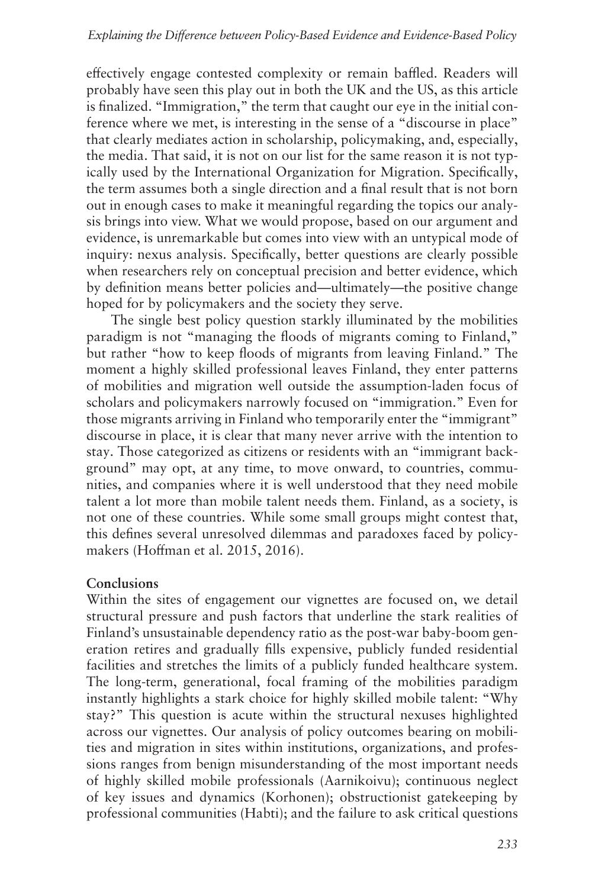effectively engage contested complexity or remain baffled. Readers will probably have seen this play out in both the UK and the US, as this article is finalized. "Immigration," the term that caught our eye in the initial conference where we met, is interesting in the sense of a "discourse in place" that clearly mediates action in scholarship, policymaking, and, especially, the media. That said, it is not on our list for the same reason it is not typically used by the International Organization for Migration. Specifically, the term assumes both a single direction and a final result that is not born out in enough cases to make it meaningful regarding the topics our analysis brings into view. What we would propose, based on our argument and evidence, is unremarkable but comes into view with an untypical mode of inquiry: nexus analysis. Specifically, better questions are clearly possible when researchers rely on conceptual precision and better evidence, which by definition means better policies and—ultimately—the positive change hoped for by policymakers and the society they serve.

The single best policy question starkly illuminated by the mobilities paradigm is not "managing the floods of migrants coming to Finland," but rather "how to keep floods of migrants from leaving Finland." The moment a highly skilled professional leaves Finland, they enter patterns of mobilities and migration well outside the assumption-laden focus of scholars and policymakers narrowly focused on "immigration." Even for those migrants arriving in Finland who temporarily enter the "immigrant" discourse in place, it is clear that many never arrive with the intention to stay. Those categorized as citizens or residents with an "immigrant background" may opt, at any time, to move onward, to countries, communities, and companies where it is well understood that they need mobile talent a lot more than mobile talent needs them. Finland, as a society, is not one of these countries. While some small groups might contest that, this defines several unresolved dilemmas and paradoxes faced by policymakers (Hoffman et al. 2015, 2016).

## Conclusions

Within the sites of engagement our vignettes are focused on, we detail structural pressure and push factors that underline the stark realities of Finland's unsustainable dependency ratio as the post-war baby-boom generation retires and gradually fills expensive, publicly funded residential facilities and stretches the limits of a publicly funded healthcare system. The long-term, generational, focal framing of the mobilities paradigm instantly highlights a stark choice for highly skilled mobile talent: "Why stay?" This question is acute within the structural nexuses highlighted across our vignettes. Our analysis of policy outcomes bearing on mobilities and migration in sites within institutions, organizations, and professions ranges from benign misunderstanding of the most important needs of highly skilled mobile professionals (Aarnikoivu); continuous neglect of key issues and dynamics (Korhonen); obstructionist gatekeeping by professional communities (Habti); and the failure to ask critical questions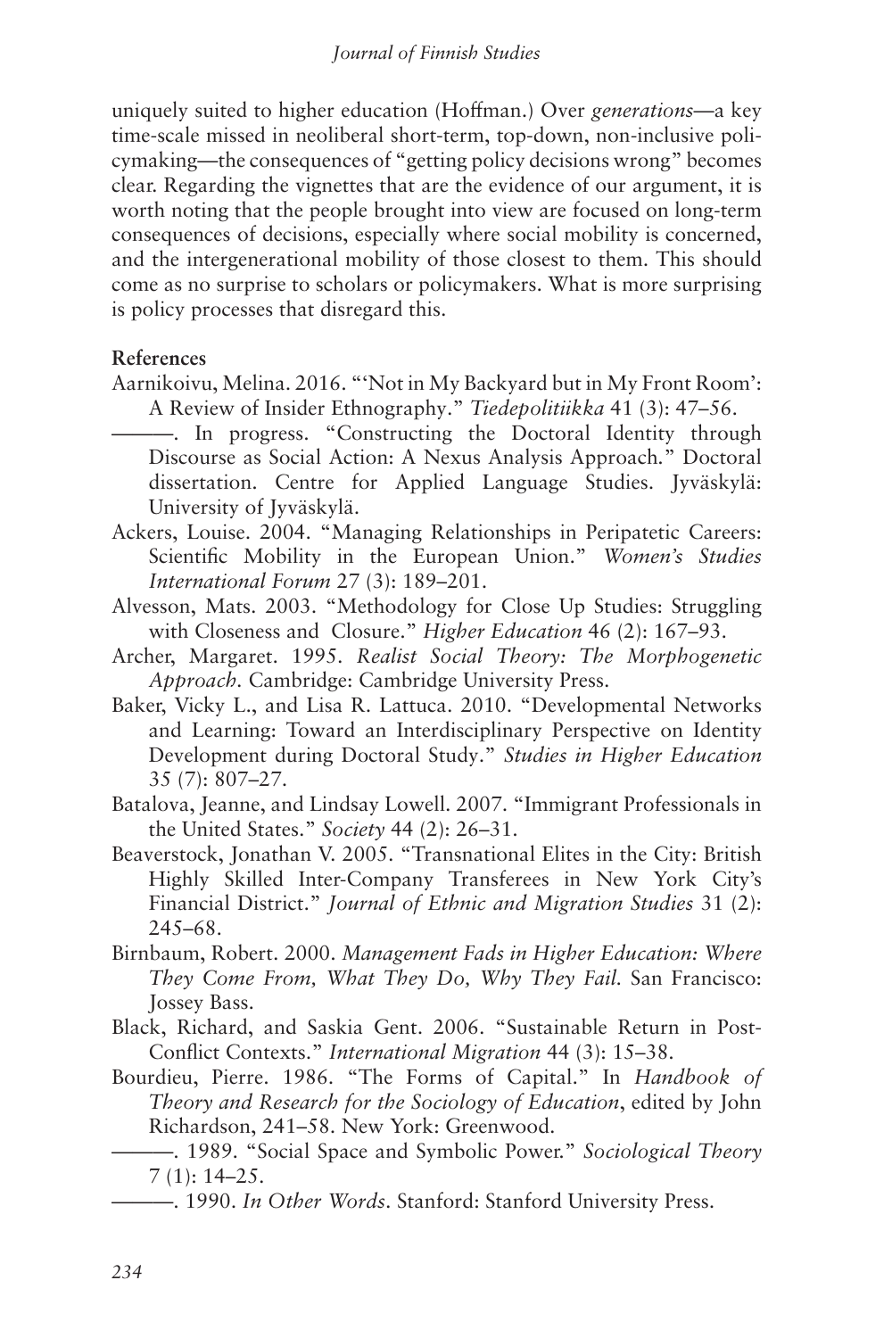uniquely suited to higher education (Hoffman.) Over *generations*—a key time-scale missed in neoliberal short-term, top-down, non-inclusive policymaking—the consequences of "getting policy decisions wrong" becomes clear. Regarding the vignettes that are the evidence of our argument, it is worth noting that the people brought into view are focused on long-term consequences of decisions, especially where social mobility is concerned, and the intergenerational mobility of those closest to them. This should come as no surprise to scholars or policymakers. What is more surprising is policy processes that disregard this.

**References**

Aarnikoivu, Melina. 2016. "'Not in My Backyard but in My Front Room': A Review of Insider Ethnography." *Tiedepolitiikka* 41 (3): 47–56.

———. In progress. "Constructing the Doctoral Identity through Discourse as Social Action: A Nexus Analysis Approach." Doctoral dissertation. Centre for Applied Language Studies. Jyväskylä: University of Jyväskylä.

Ackers, Louise. 2004. "Managing Relationships in Peripatetic Careers: Scientific Mobility in the European Union." *Women's Studies International Forum* 27 (3): 189–201.

Alvesson, Mats. 2003. "Methodology for Close Up Studies: Struggling with Closeness and Closure." *Higher Education* 46 (2): 167–93.

Archer, Margaret. 1995. *Realist Social Theory: The Morphogenetic Approach*. Cambridge: Cambridge University Press.

Baker, Vicky L., and Lisa R. Lattuca. 2010. "Developmental Networks and Learning: Toward an Interdisciplinary Perspective on Identity Development during Doctoral Study." *Studies in Higher Education* 35 (7): 807–27.

Batalova, Jeanne, and Lindsay Lowell. 2007. "Immigrant Professionals in the United States." *Society* 44 (2): 26–31.

Beaverstock, Jonathan V. 2005. "Transnational Elites in the City: British Highly Skilled Inter-Company Transferees in New York City's Financial District." *Journal of Ethnic and Migration Studies* 31 (2): 245–68.

Birnbaum, Robert. 2000. *Management Fads in Higher Education: Where They Come From, What They Do, Why They Fail*. San Francisco: Jossey Bass.

Black, Richard, and Saskia Gent. 2006. "Sustainable Return in Post-Conflict Contexts." *International Migration* 44 (3): 15–38.

Bourdieu, Pierre. 1986. "The Forms of Capital." In *Handbook of Theory and Research for the Sociology of Education*, edited by John Richardson, 241–58. New York: Greenwood.

———. 1989. "Social Space and Symbolic Power." *Sociological Theory* 7 (1): 14–25.

———. 1990. *In Other Words*. Stanford: Stanford University Press.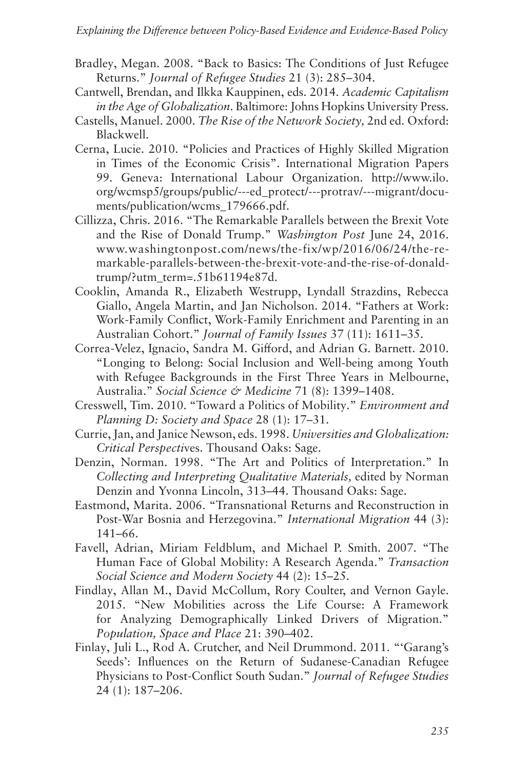Bradley, Megan. 2008. "Back to Basics: The Conditions of Just Refugee Returns." *Journal of Refugee Studies* 21 (3): 285–304.

Cantwell, Brendan, and Ilkka Kauppinen, eds. 2014. *Academic Capitalism in the Age of Globalization*. Baltimore: Johns Hopkins University Press.

Castells, Manuel. 2000. *The Rise of the Network Society*, 2nd ed. Oxford: Blackwell.

Cerna, Lucie. 2010. "Policies and Practices of Highly Skilled Migration in Times of the Economic Crisis". International Migration Papers 99. Geneva: International Labour Organization. http://www.ilo.org/wcmsp5/groups/public/---ed_protect/---protrav/---migrant/documents/publication/wcms_179666.pdf.

Cillizza, Chris. 2016. "The Remarkable Parallels between the Brexit Vote and the Rise of Donald Trump." *Washington Post* June 24, 2016. www.washingtonpost.com/news/the-fix/wp/2016/06/24/the-remarkable-parallels-between-the-brexit-vote-and-the-rise-of-donald-trump/?utm_term=.51b61194e87d.

Cooklin, Amanda R., Elizabeth Westrupp, Lyndall Strazdins, Rebecca Giallo, Angela Martin, and Jan Nicholson. 2014. "Fathers at Work: Work-Family Conflict, Work-Family Enrichment and Parenting in an Australian Cohort." *Journal of Family Issues* 37 (11): 1611–35.

Correa-Velez, Ignacio, Sandra M. Gifford, and Adrian G. Barnett. 2010. "Longing to Belong: Social Inclusion and Well-being among Youth with Refugee Backgrounds in the First Three Years in Melbourne, Australia." *Social Science & Medicine* 71 (8): 1399–1408.

Cresswell, Tim. 2010. "Toward a Politics of Mobility." *Environment and Planning D: Society and Space* 28 (1): 17–31.

Currie, Jan, and Janice Newson, eds. 1998. *Universities and Globalization: Critical Perspectives*. Thousand Oaks: Sage.

Denzin, Norman. 1998. "The Art and Politics of Interpretation." In *Collecting and Interpreting Qualitative Materials,* edited by Norman Denzin and Yvonna Lincoln, 313–44. Thousand Oaks: Sage.

Eastmond, Marita. 2006. "Transnational Returns and Reconstruction in Post-War Bosnia and Herzegovina." *International Migration* 44 (3): 141–66.

Favell, Adrian, Miriam Feldblum, and Michael P. Smith. 2007. "The Human Face of Global Mobility: A Research Agenda." *Transaction Social Science and Modern Society* 44 (2): 15–25.

Findlay, Allan M., David McCollum, Rory Coulter, and Vernon Gayle. 2015. "New Mobilities across the Life Course: A Framework for Analyzing Demographically Linked Drivers of Migration." *Population, Space and Place* 21: 390–402.

Finlay, Juli L., Rod A. Crutcher, and Neil Drummond. 2011. "'Garang's Seeds': Influences on the Return of Sudanese-Canadian Refugee Physicians to Post-Conflict South Sudan." *Journal of Refugee Studies* 24 (1): 187–206.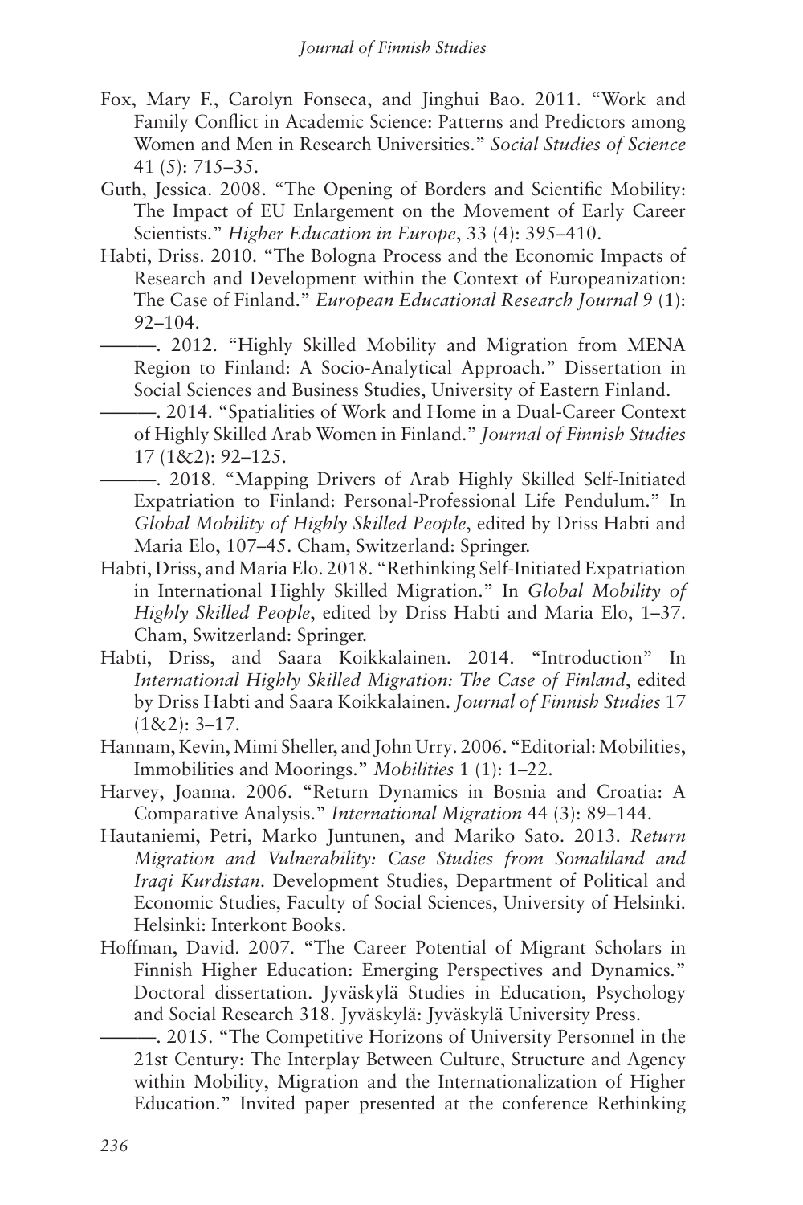Fox, Mary F., Carolyn Fonseca, and Jinghui Bao. 2011. "Work and Family Conflict in Academic Science: Patterns and Predictors among Women and Men in Research Universities." *Social Studies of Science* 41 (5): 715–35.

Guth, Jessica. 2008. "The Opening of Borders and Scientific Mobility: The Impact of EU Enlargement on the Movement of Early Career Scientists." *Higher Education in Europe*, 33 (4): 395–410.

Habti, Driss. 2010. "The Bologna Process and the Economic Impacts of Research and Development within the Context of Europeanization: The Case of Finland." *European Educational Research Journal* 9 (1): 92–104.

———. 2012. "Highly Skilled Mobility and Migration from MENA Region to Finland: A Socio-Analytical Approach." Dissertation in Social Sciences and Business Studies, University of Eastern Finland.

———. 2014. "Spatialities of Work and Home in a Dual-Career Context of Highly Skilled Arab Women in Finland." *Journal of Finnish Studies* 17 (1&2): 92–125.

———. 2018. "Mapping Drivers of Arab Highly Skilled Self-Initiated Expatriation to Finland: Personal-Professional Life Pendulum." In *Global Mobility of Highly Skilled People*, edited by Driss Habti and Maria Elo, 107–45. Cham, Switzerland: Springer.

Habti, Driss, and Maria Elo. 2018. "Rethinking Self-Initiated Expatriation in International Highly Skilled Migration." In *Global Mobility of Highly Skilled People*, edited by Driss Habti and Maria Elo, 1–37. Cham, Switzerland: Springer.

Habti, Driss, and Saara Koikkalainen. 2014. "Introduction" In *International Highly Skilled Migration: The Case of Finland*, edited by Driss Habti and Saara Koikkalainen. *Journal of Finnish Studies* 17 (1&2): 3–17.

Hannam, Kevin, Mimi Sheller, and John Urry. 2006. "Editorial: Mobilities, Immobilities and Moorings." *Mobilities* 1 (1): 1–22.

Harvey, Joanna. 2006. "Return Dynamics in Bosnia and Croatia: A Comparative Analysis." *International Migration* 44 (3): 89–144.

Hautaniemi, Petri, Marko Juntunen, and Mariko Sato. 2013. *Return Migration and Vulnerability: Case Studies from Somaliland and Iraqi Kurdistan*. Development Studies, Department of Political and Economic Studies, Faculty of Social Sciences, University of Helsinki. Helsinki: Interkont Books.

Hoffman, David. 2007. "The Career Potential of Migrant Scholars in Finnish Higher Education: Emerging Perspectives and Dynamics." Doctoral dissertation. Jyväskylä Studies in Education, Psychology and Social Research 318. Jyväskylä: Jyväskylä University Press.

———. 2015. "The Competitive Horizons of University Personnel in the 21st Century: The Interplay Between Culture, Structure and Agency within Mobility, Migration and the Internationalization of Higher Education." Invited paper presented at the conference Rethinking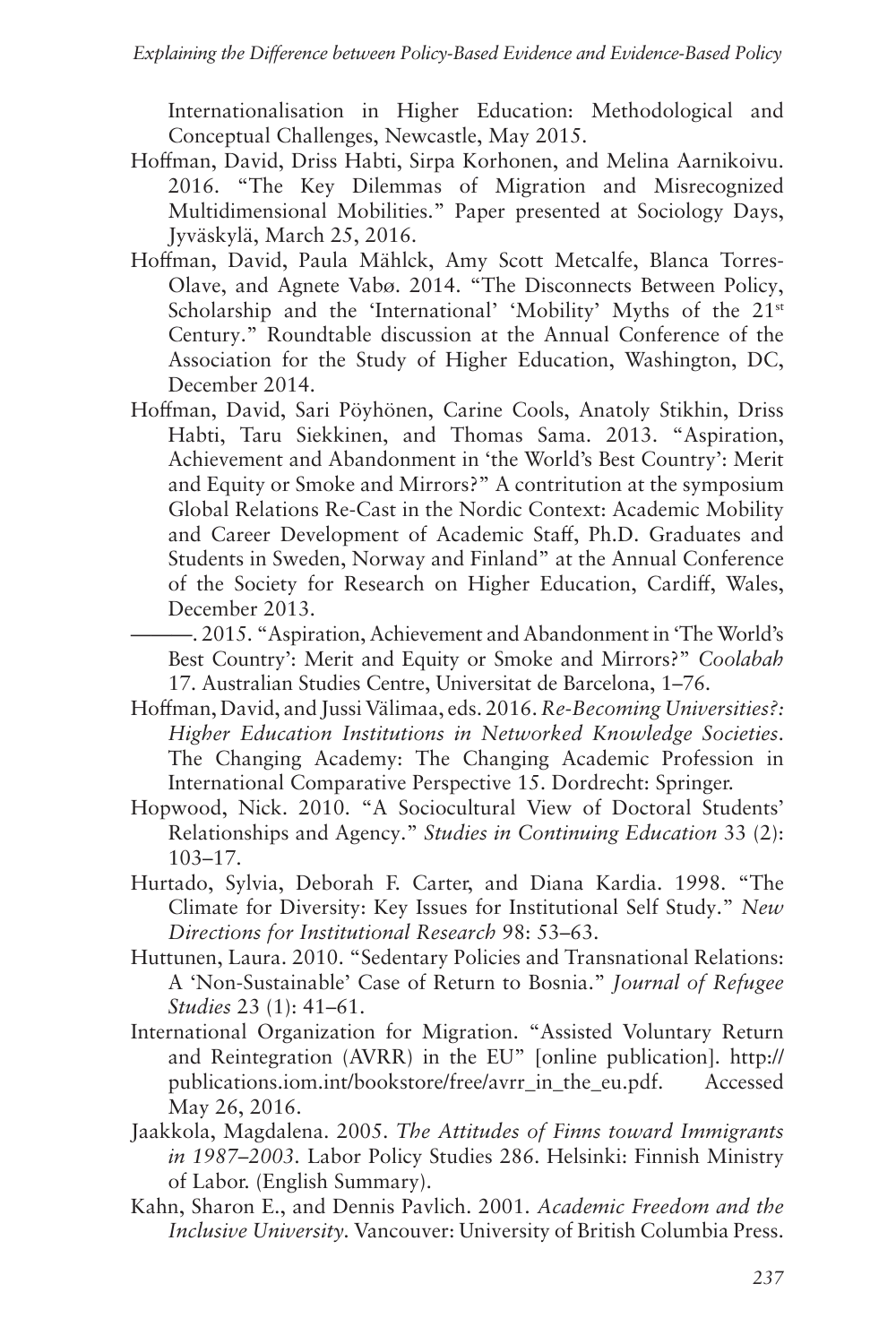Internationalisation in Higher Education: Methodological and Conceptual Challenges, Newcastle, May 2015.

Hoffman, David, Driss Habti, Sirpa Korhonen, and Melina Aarnikoivu. 2016. "The Key Dilemmas of Migration and Misrecognized Multidimensional Mobilities." Paper presented at Sociology Days, Jyväskylä, March 25, 2016.

Hoffman, David, Paula Mählck, Amy Scott Metcalfe, Blanca Torres-Olave, and Agnete Vabø. 2014. "The Disconnects Between Policy, Scholarship and the 'International' 'Mobility' Myths of the 21st Century." Roundtable discussion at the Annual Conference of the Association for the Study of Higher Education, Washington, DC, December 2014.

Hoffman, David, Sari Pöyhönen, Carine Cools, Anatoly Stikhin, Driss Habti, Taru Siekkinen, and Thomas Sama. 2013. "Aspiration, Achievement and Abandonment in 'the World's Best Country': Merit and Equity or Smoke and Mirrors?" A contritution at the symposium Global Relations Re-Cast in the Nordic Context: Academic Mobility and Career Development of Academic Staff, Ph.D. Graduates and Students in Sweden, Norway and Finland" at the Annual Conference of the Society for Research on Higher Education, Cardiff, Wales, December 2013.

———. 2015. "Aspiration, Achievement and Abandonment in 'The World's Best Country': Merit and Equity or Smoke and Mirrors?" *Coolabah* 17. Australian Studies Centre, Universitat de Barcelona, 1–76.

Hoffman, David, and Jussi Välimaa, eds. 2016. *Re-Becoming Universities?: Higher Education Institutions in Networked Knowledge Societies*. The Changing Academy: The Changing Academic Profession in International Comparative Perspective 15. Dordrecht: Springer.

Hopwood, Nick. 2010. "A Sociocultural View of Doctoral Students' Relationships and Agency." *Studies in Continuing Education* 33 (2): 103–17.

Hurtado, Sylvia, Deborah F. Carter, and Diana Kardia. 1998. "The Climate for Diversity: Key Issues for Institutional Self Study." *New Directions for Institutional Research* 98: 53–63.

Huttunen, Laura. 2010. "Sedentary Policies and Transnational Relations: A 'Non-Sustainable' Case of Return to Bosnia." *Journal of Refugee Studies* 23 (1): 41–61.

International Organization for Migration. "Assisted Voluntary Return and Reintegration (AVRR) in the EU" [online publication]. http://publications.iom.int/bookstore/free/avrr_in_the_eu.pdf. Accessed May 26, 2016.

Jaakkola, Magdalena. 2005. *The Attitudes of Finns toward Immigrants in 1987–2003.* Labor Policy Studies 286. Helsinki: Finnish Ministry of Labor. (English Summary).

Kahn, Sharon E., and Dennis Pavlich. 2001. *Academic Freedom and the Inclusive University*. Vancouver: University of British Columbia Press.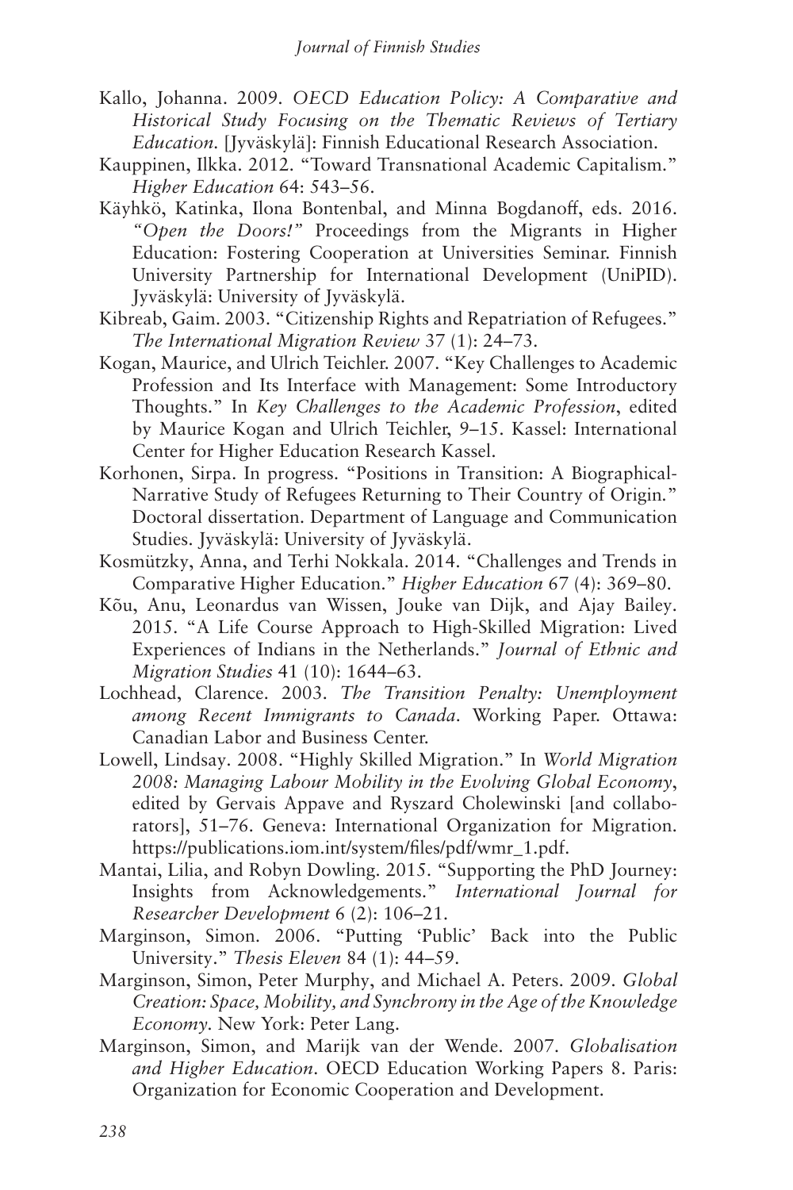Kallo, Johanna. 2009. *OECD Education Policy: A Comparative and Historical Study Focusing on the Thematic Reviews of Tertiary Education.* [Jyväskylä]: Finnish Educational Research Association.

Kauppinen, Ilkka. 2012. "Toward Transnational Academic Capitalism." *Higher Education* 64: 543–56.

Käyhkö, Katinka, Ilona Bontenbal, and Minna Bogdanoff, eds. 2016. *"Open the Doors!"* Proceedings from the Migrants in Higher Education: Fostering Cooperation at Universities Seminar. Finnish University Partnership for International Development (UniPID). Jyväskylä: University of Jyväskylä.

Kibreab, Gaim. 2003. "Citizenship Rights and Repatriation of Refugees." *The International Migration Review* 37 (1): 24–73.

Kogan, Maurice, and Ulrich Teichler. 2007. "Key Challenges to Academic Profession and Its Interface with Management: Some Introductory Thoughts." In *Key Challenges to the Academic Profession*, edited by Maurice Kogan and Ulrich Teichler, 9–15. Kassel: International Center for Higher Education Research Kassel.

Korhonen, Sirpa. In progress. "Positions in Transition: A Biographical-Narrative Study of Refugees Returning to Their Country of Origin." Doctoral dissertation. Department of Language and Communication Studies. Jyväskylä: University of Jyväskylä.

Kosmützky, Anna, and Terhi Nokkala. 2014. "Challenges and Trends in Comparative Higher Education." *Higher Education* 67 (4): 369–80.

Kõu, Anu, Leonardus van Wissen, Jouke van Dijk, and Ajay Bailey. 2015. "A Life Course Approach to High-Skilled Migration: Lived Experiences of Indians in the Netherlands." *Journal of Ethnic and Migration Studies* 41 (10): 1644–63.

Lochhead, Clarence. 2003. *The Transition Penalty: Unemployment among Recent Immigrants to Canada*. Working Paper. Ottawa: Canadian Labor and Business Center.

Lowell, Lindsay. 2008. "Highly Skilled Migration." In *World Migration 2008: Managing Labour Mobility in the Evolving Global Economy*, edited by Gervais Appave and Ryszard Cholewinski [and collaborators], 51–76. Geneva: International Organization for Migration. https://publications.iom.int/system/files/pdf/wmr_1.pdf.

Mantai, Lilia, and Robyn Dowling. 2015. "Supporting the PhD Journey: Insights from Acknowledgements." *International Journal for Researcher Development* 6 (2): 106–21.

Marginson, Simon. 2006. "Putting 'Public' Back into the Public University." *Thesis Eleven* 84 (1): 44–59.

Marginson, Simon, Peter Murphy, and Michael A. Peters. 2009. *Global Creation: Space, Mobility, and Synchrony in the Age of the Knowledge Economy.* New York: Peter Lang.

Marginson, Simon, and Marijk van der Wende. 2007. *Globalisation and Higher Education*. OECD Education Working Papers 8. Paris: Organization for Economic Cooperation and Development.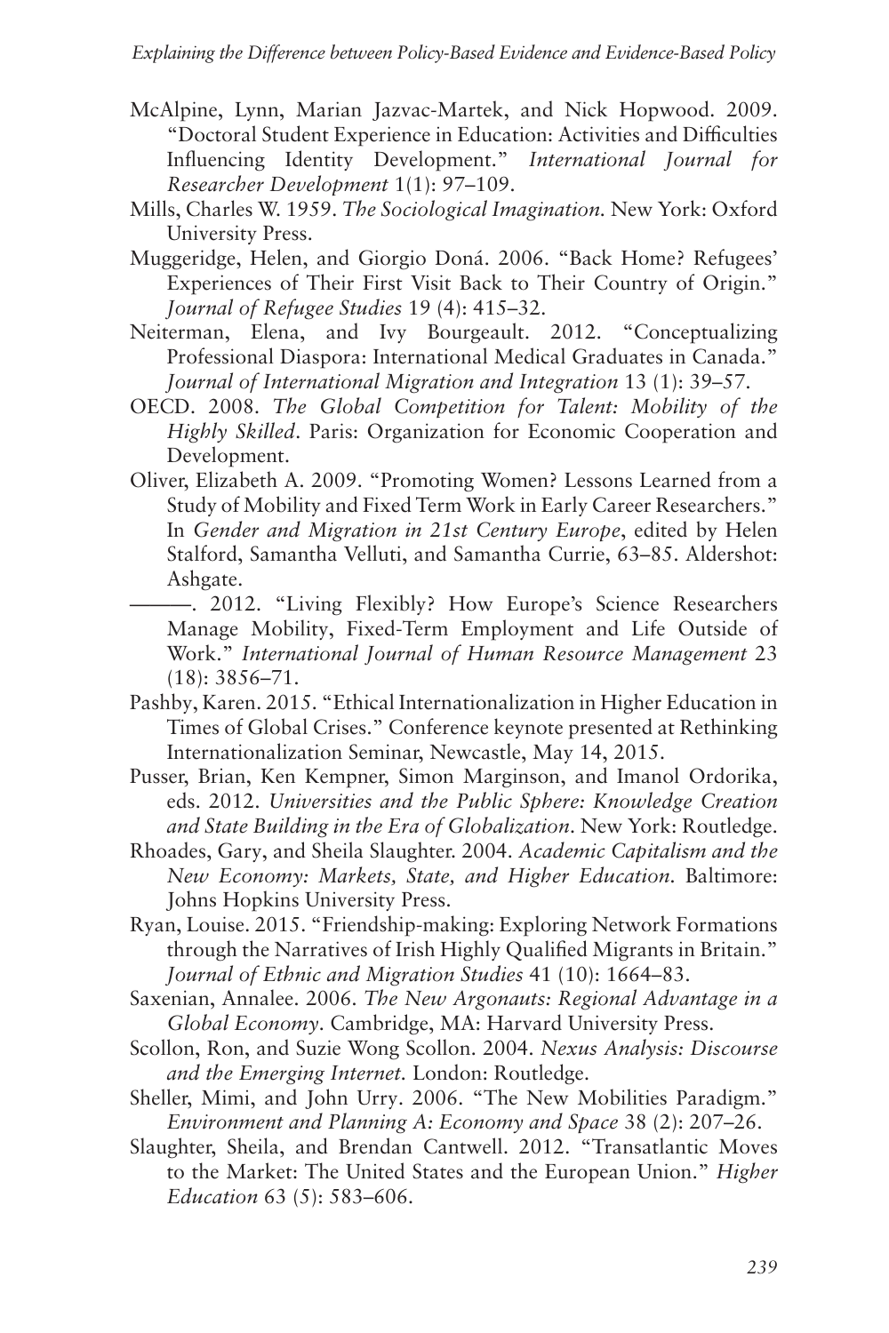McAlpine, Lynn, Marian Jazvac-Martek, and Nick Hopwood. 2009. "Doctoral Student Experience in Education: Activities and Difficulties Influencing Identity Development." *International Journal for Researcher Development* 1(1): 97–109.

Mills, Charles W. 1959. *The Sociological Imagination.* New York: Oxford University Press.

Muggeridge, Helen, and Giorgio Doná. 2006. "Back Home? Refugees' Experiences of Their First Visit Back to Their Country of Origin." *Journal of Refugee Studies* 19 (4): 415–32.

Neiterman, Elena, and Ivy Bourgeault. 2012. "Conceptualizing Professional Diaspora: International Medical Graduates in Canada." *Journal of International Migration and Integration* 13 (1): 39–57.

OECD. 2008. *The Global Competition for Talent: Mobility of the Highly Skilled*. Paris: Organization for Economic Cooperation and Development.

Oliver, Elizabeth A. 2009. "Promoting Women? Lessons Learned from a Study of Mobility and Fixed Term Work in Early Career Researchers." In *Gender and Migration in 21st Century Europe*, edited by Helen Stalford, Samantha Velluti, and Samantha Currie, 63–85. Aldershot: Ashgate.

———. 2012. "Living Flexibly? How Europe's Science Researchers Manage Mobility, Fixed-Term Employment and Life Outside of Work." *International Journal of Human Resource Management* 23 (18): 3856–71.

Pashby, Karen. 2015. "Ethical Internationalization in Higher Education in Times of Global Crises." Conference keynote presented at Rethinking Internationalization Seminar, Newcastle, May 14, 2015.

Pusser, Brian, Ken Kempner, Simon Marginson, and Imanol Ordorika, eds. 2012. *Universities and the Public Sphere: Knowledge Creation and State Building in the Era of Globalization.* New York: Routledge.

Rhoades, Gary, and Sheila Slaughter. 2004. *Academic Capitalism and the New Economy: Markets, State, and Higher Education.* Baltimore: Johns Hopkins University Press.

Ryan, Louise. 2015. "Friendship-making: Exploring Network Formations through the Narratives of Irish Highly Qualified Migrants in Britain." *Journal of Ethnic and Migration Studies* 41 (10): 1664–83.

Saxenian, Annalee. 2006. *The New Argonauts: Regional Advantage in a Global Economy*. Cambridge, MA: Harvard University Press.

Scollon, Ron, and Suzie Wong Scollon. 2004. *Nexus Analysis: Discourse and the Emerging Internet.* London: Routledge.

Sheller, Mimi, and John Urry. 2006. "The New Mobilities Paradigm." *Environment and Planning A: Economy and Space* 38 (2): 207–26.

Slaughter, Sheila, and Brendan Cantwell. 2012. "Transatlantic Moves to the Market: The United States and the European Union." *Higher Education* 63 (5): 583–606.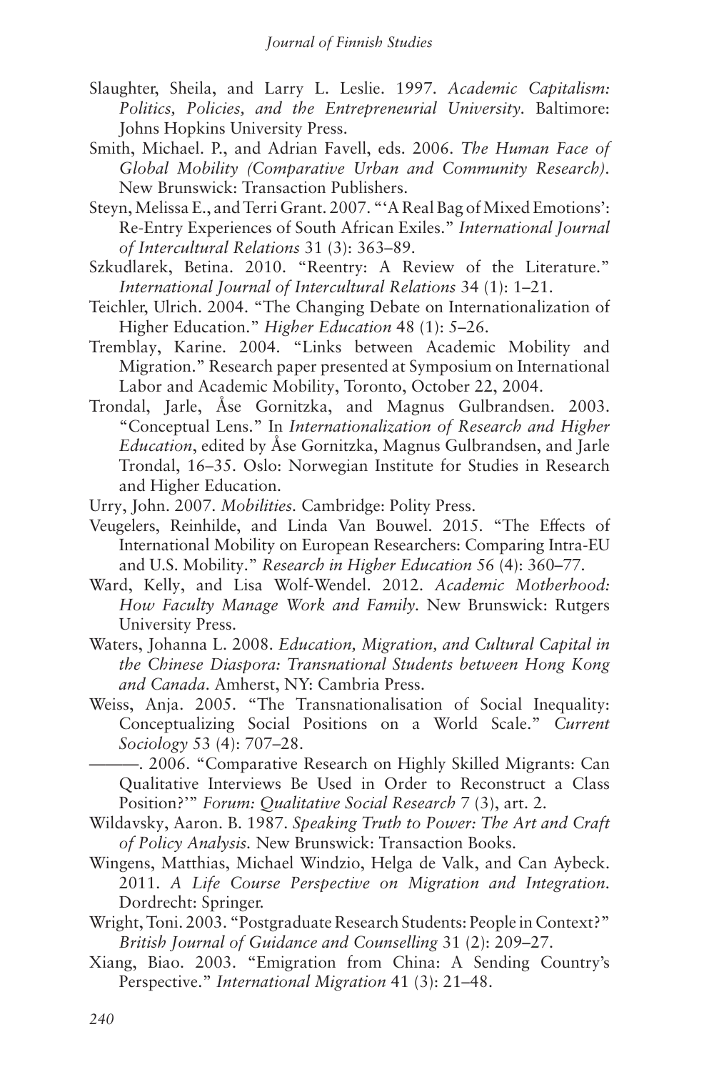Slaughter, Sheila, and Larry L. Leslie. 1997. *Academic Capitalism: Politics, Policies, and the Entrepreneurial University*. Baltimore: Johns Hopkins University Press.

Smith, Michael. P., and Adrian Favell, eds. 2006. *The Human Face of Global Mobility (Comparative Urban and Community Research)*. New Brunswick: Transaction Publishers.

Steyn, Melissa E., and Terri Grant. 2007. "'A Real Bag of Mixed Emotions': Re-Entry Experiences of South African Exiles." *International Journal of Intercultural Relations* 31 (3): 363–89.

Szkudlarek, Betina. 2010. "Reentry: A Review of the Literature." *International Journal of Intercultural Relations* 34 (1): 1–21.

Teichler, Ulrich. 2004. "The Changing Debate on Internationalization of Higher Education." *Higher Education* 48 (1): 5–26.

Tremblay, Karine. 2004. "Links between Academic Mobility and Migration." Research paper presented at Symposium on International Labor and Academic Mobility, Toronto, October 22, 2004.

Trondal, Jarle, Åse Gornitzka, and Magnus Gulbrandsen. 2003. "Conceptual Lens." In *Internationalization of Research and Higher Education*, edited by Åse Gornitzka, Magnus Gulbrandsen, and Jarle Trondal, 16–35. Oslo: Norwegian Institute for Studies in Research and Higher Education.

Urry, John. 2007. *Mobilities*. Cambridge: Polity Press.

Veugelers, Reinhilde, and Linda Van Bouwel. 2015. "The Effects of International Mobility on European Researchers: Comparing Intra-EU and U.S. Mobility." *Research in Higher Education* 56 (4): 360–77.

Ward, Kelly, and Lisa Wolf-Wendel. 2012. *Academic Motherhood: How Faculty Manage Work and Family*. New Brunswick: Rutgers University Press.

Waters, Johanna L. 2008. *Education, Migration, and Cultural Capital in the Chinese Diaspora: Transnational Students between Hong Kong and Canada*. Amherst, NY: Cambria Press.

Weiss, Anja. 2005. "The Transnationalisation of Social Inequality: Conceptualizing Social Positions on a World Scale." *Current Sociology* 53 (4): 707–28.

———. 2006. "Comparative Research on Highly Skilled Migrants: Can Qualitative Interviews Be Used in Order to Reconstruct a Class Position?'" *Forum: Qualitative Social Research* 7 (3), art. 2.

Wildavsky, Aaron. B. 1987. *Speaking Truth to Power: The Art and Craft of Policy Analysis*. New Brunswick: Transaction Books.

Wingens, Matthias, Michael Windzio, Helga de Valk, and Can Aybeck. 2011. *A Life Course Perspective on Migration and Integration*. Dordrecht: Springer.

Wright, Toni. 2003. "Postgraduate Research Students: People in Context?" *British Journal of Guidance and Counselling* 31 (2): 209–27.

Xiang, Biao. 2003. "Emigration from China: A Sending Country's Perspective." *International Migration* 41 (3): 21–48.